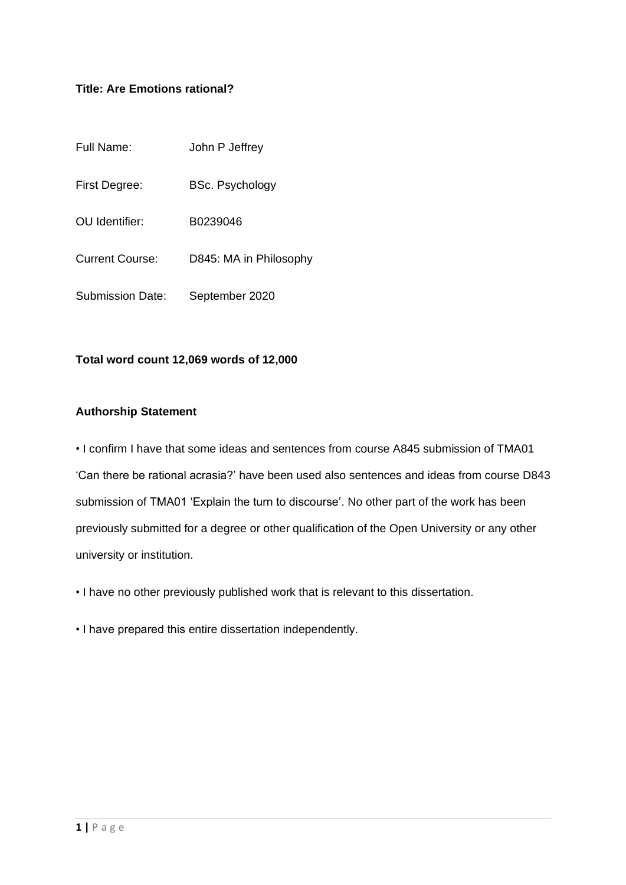**Title: Are Emotions rational?**

Full Name: John P Jeffrey

First Degree: BSc. Psychology

OU Identifier: B0239046

Current Course: D845: MA in Philosophy

Submission Date: September 2020

**Total word count 12,069 words of 12,000**

**Authorship Statement**

- I confirm I have that some ideas and sentences from course A845 submission of TMA01 'Can there be rational acrasia?' have been used also sentences and ideas from course D843 submission of TMA01 'Explain the turn to discourse'. No other part of the work has been previously submitted for a degree or other qualification of the Open University or any other university or institution.
- I have no other previously published work that is relevant to this dissertation.
- I have prepared this entire dissertation independently.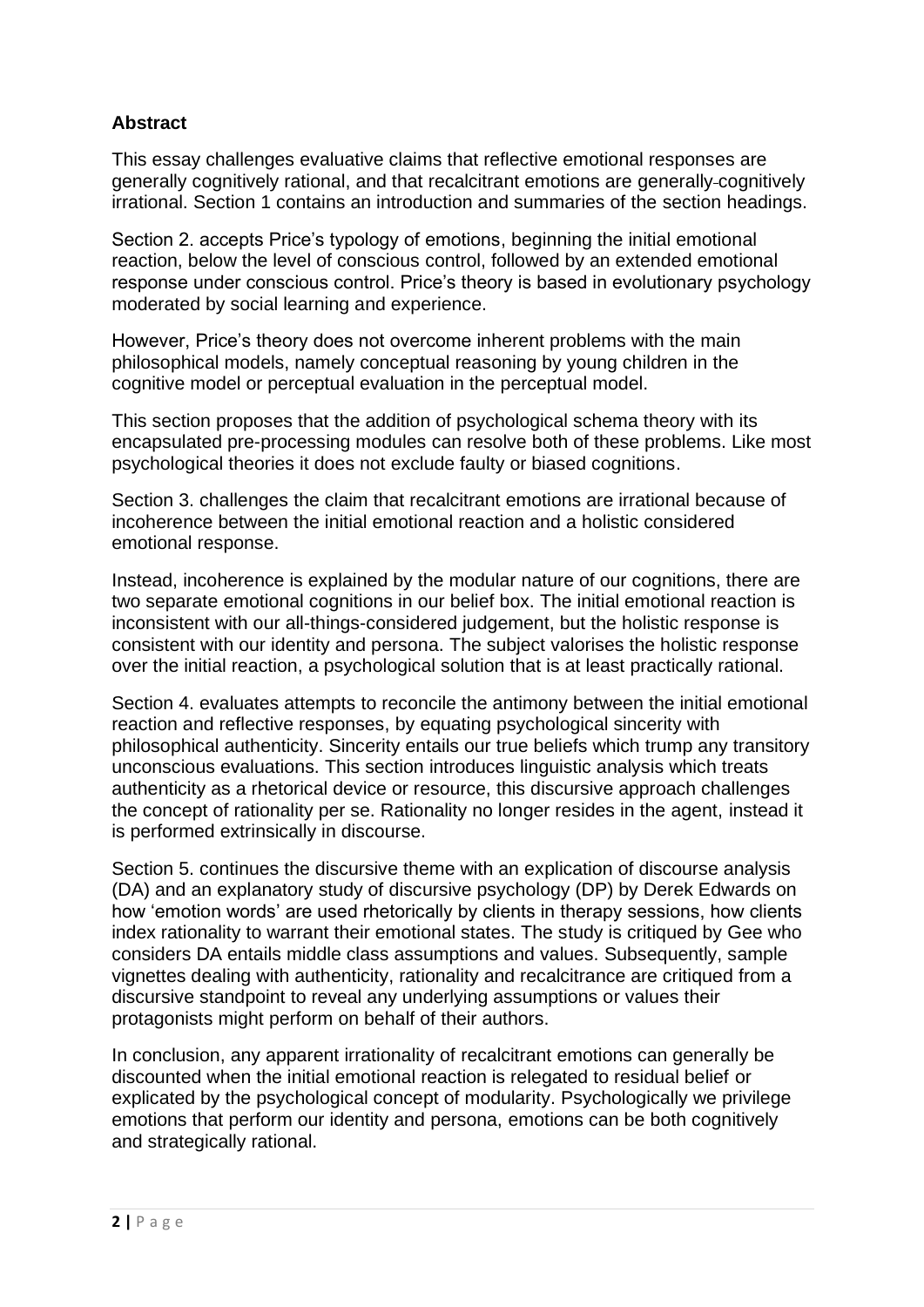**Abstract**

This essay challenges evaluative claims that reflective emotional responses are generally cognitively rational, and that recalcitrant emotions are generally cognitively irrational. Section 1 contains an introduction and summaries of the section headings.

Section 2. accepts Price's typology of emotions, beginning the initial emotional reaction, below the level of conscious control, followed by an extended emotional response under conscious control. Price's theory is based in evolutionary psychology moderated by social learning and experience.

However, Price's theory does not overcome inherent problems with the main philosophical models, namely conceptual reasoning by young children in the cognitive model or perceptual evaluation in the perceptual model.

This section proposes that the addition of psychological schema theory with its encapsulated pre-processing modules can resolve both of these problems. Like most psychological theories it does not exclude faulty or biased cognitions.

Section 3. challenges the claim that recalcitrant emotions are irrational because of incoherence between the initial emotional reaction and a holistic considered emotional response.

Instead, incoherence is explained by the modular nature of our cognitions, there are two separate emotional cognitions in our belief box. The initial emotional reaction is inconsistent with our all-things-considered judgement, but the holistic response is consistent with our identity and persona. The subject valorises the holistic response over the initial reaction, a psychological solution that is at least practically rational.

Section 4. evaluates attempts to reconcile the antimony between the initial emotional reaction and reflective responses, by equating psychological sincerity with philosophical authenticity. Sincerity entails our true beliefs which trump any transitory unconscious evaluations. This section introduces linguistic analysis which treats authenticity as a rhetorical device or resource, this discursive approach challenges the concept of rationality per se. Rationality no longer resides in the agent, instead it is performed extrinsically in discourse.

Section 5. continues the discursive theme with an explication of discourse analysis (DA) and an explanatory study of discursive psychology (DP) by Derek Edwards on how 'emotion words' are used rhetorically by clients in therapy sessions, how clients index rationality to warrant their emotional states. The study is critiqued by Gee who considers DA entails middle class assumptions and values. Subsequently, sample vignettes dealing with authenticity, rationality and recalcitrance are critiqued from a discursive standpoint to reveal any underlying assumptions or values their protagonists might perform on behalf of their authors.

In conclusion, any apparent irrationality of recalcitrant emotions can generally be discounted when the initial emotional reaction is relegated to residual belief or explicated by the psychological concept of modularity. Psychologically we privilege emotions that perform our identity and persona, emotions can be both cognitively and strategically rational.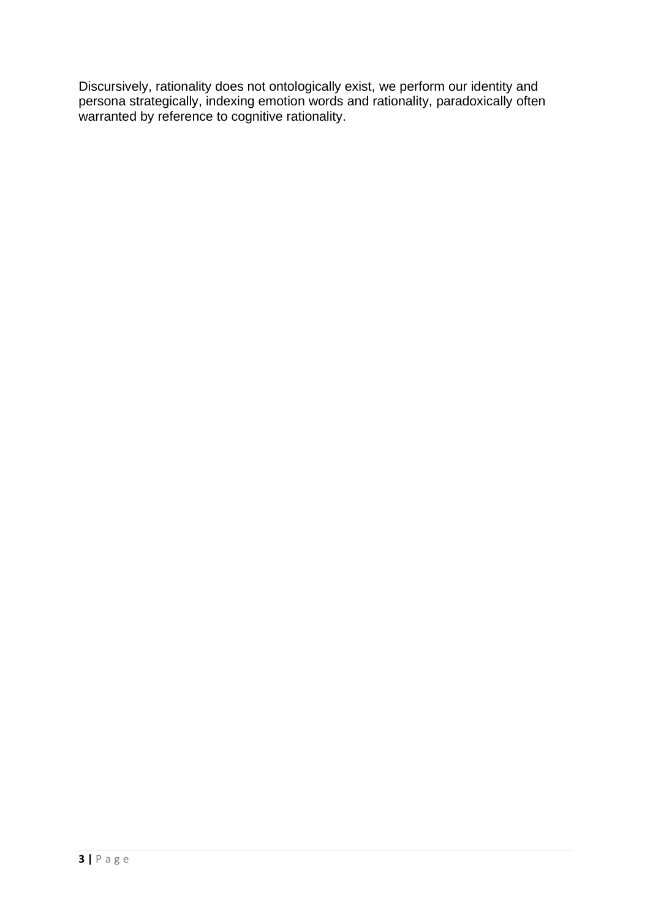Discursively, rationality does not ontologically exist, we perform our identity and persona strategically, indexing emotion words and rationality, paradoxically often warranted by reference to cognitive rationality.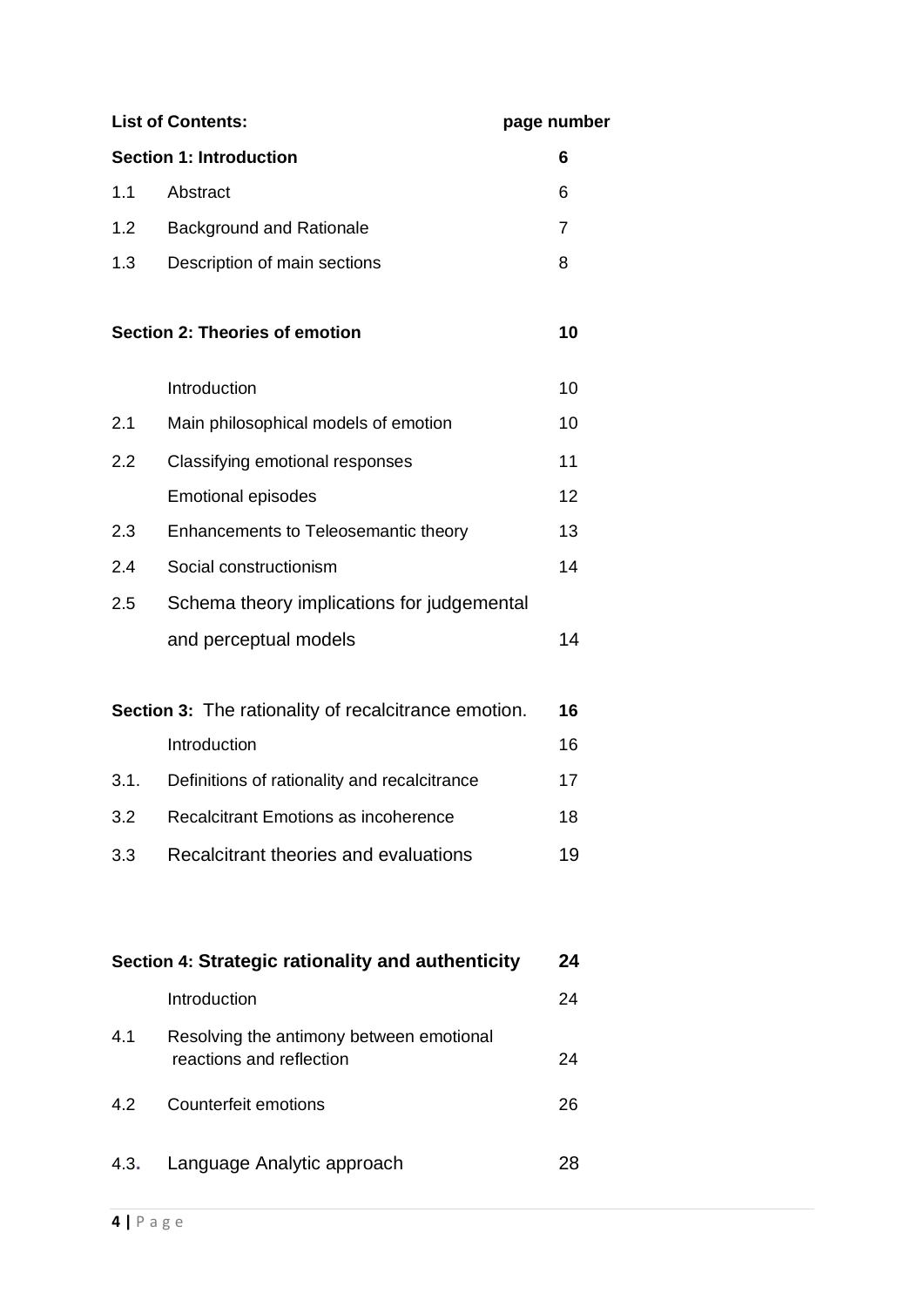| **List of Contents:** | | **page number** |
|---|---|---|
| **Section 1: Introduction** | | **6** |
| 1.1 | Abstract | 6 |
| 1.2 | Background and Rationale | 7 |
| 1.3 | Description of main sections | 8 |
| **Section 2: Theories of emotion** | | **10** |
| | Introduction | 10 |
| 2.1 | Main philosophical models of emotion | 10 |
| 2.2 | Classifying emotional responses | 11 |
| | Emotional episodes | 12 |
| 2.3 | Enhancements to Teleosemantic theory | 13 |
| 2.4 | Social constructionism | 14 |
| 2.5 | Schema theory implications for judgemental and perceptual models | 14 |
| **Section 3:** The rationality of recalcitrance emotion. | | **16** |
| | Introduction | 16 |
| 3.1. | Definitions of rationality and recalcitrance | 17 |
| 3.2 | Recalcitrant Emotions as incoherence | 18 |
| 3.3 | Recalcitrant theories and evaluations | 19 |
| **Section 4: Strategic rationality and authenticity** | | **24** |
| | Introduction | 24 |
| 4.1 | Resolving the antimony between emotional reactions and reflection | 24 |
| 4.2 | Counterfeit emotions | 26 |
| 4.3. | Language Analytic approach | 28 |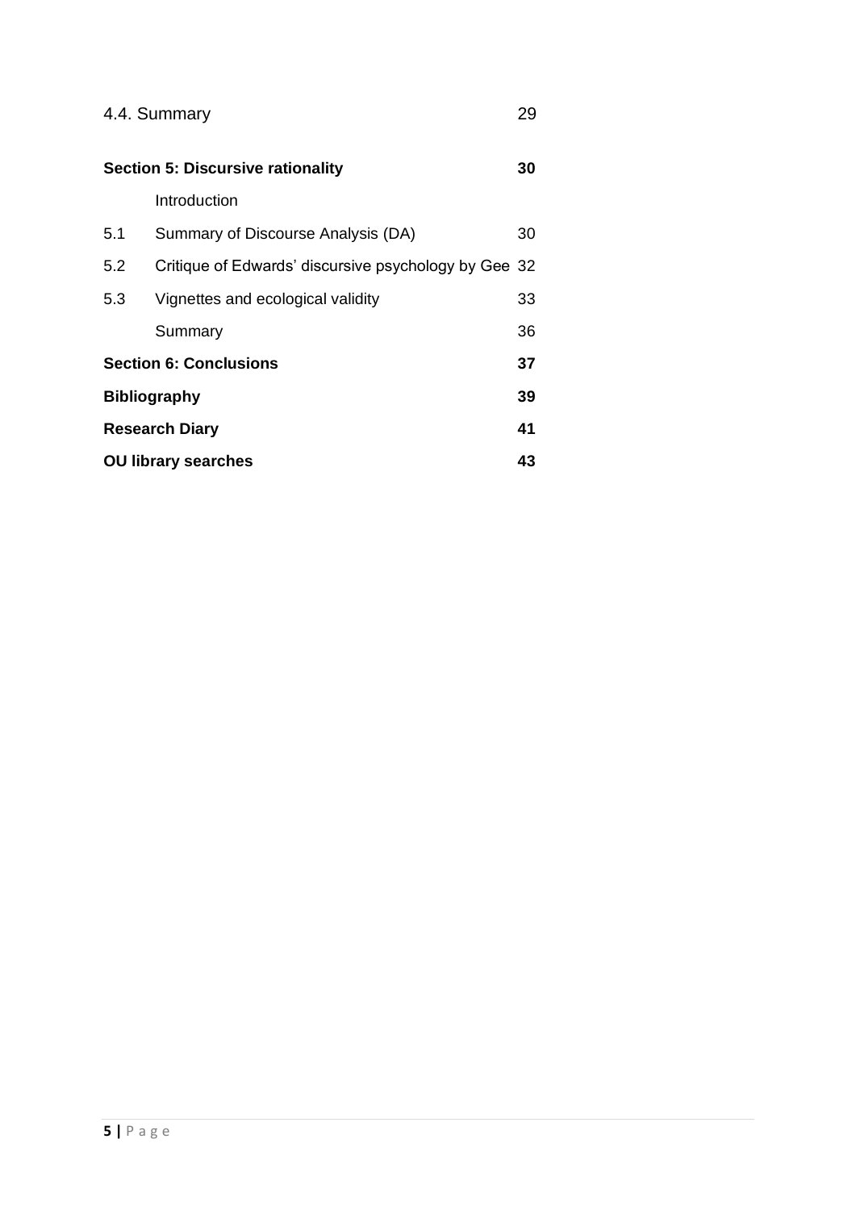| | | |
|---|---|---|
| 4.4. Summary | | 29 |
| **Section 5: Discursive rationality** | | **30** |
| | Introduction | |
| 5.1 | Summary of Discourse Analysis (DA) | 30 |
| 5.2 | Critique of Edwards' discursive psychology by Gee | 32 |
| 5.3 | Vignettes and ecological validity | 33 |
| | Summary | 36 |
| **Section 6: Conclusions** | | **37** |
| **Bibliography** | | **39** |
| **Research Diary** | | **41** |
| **OU library searches** | | **43** |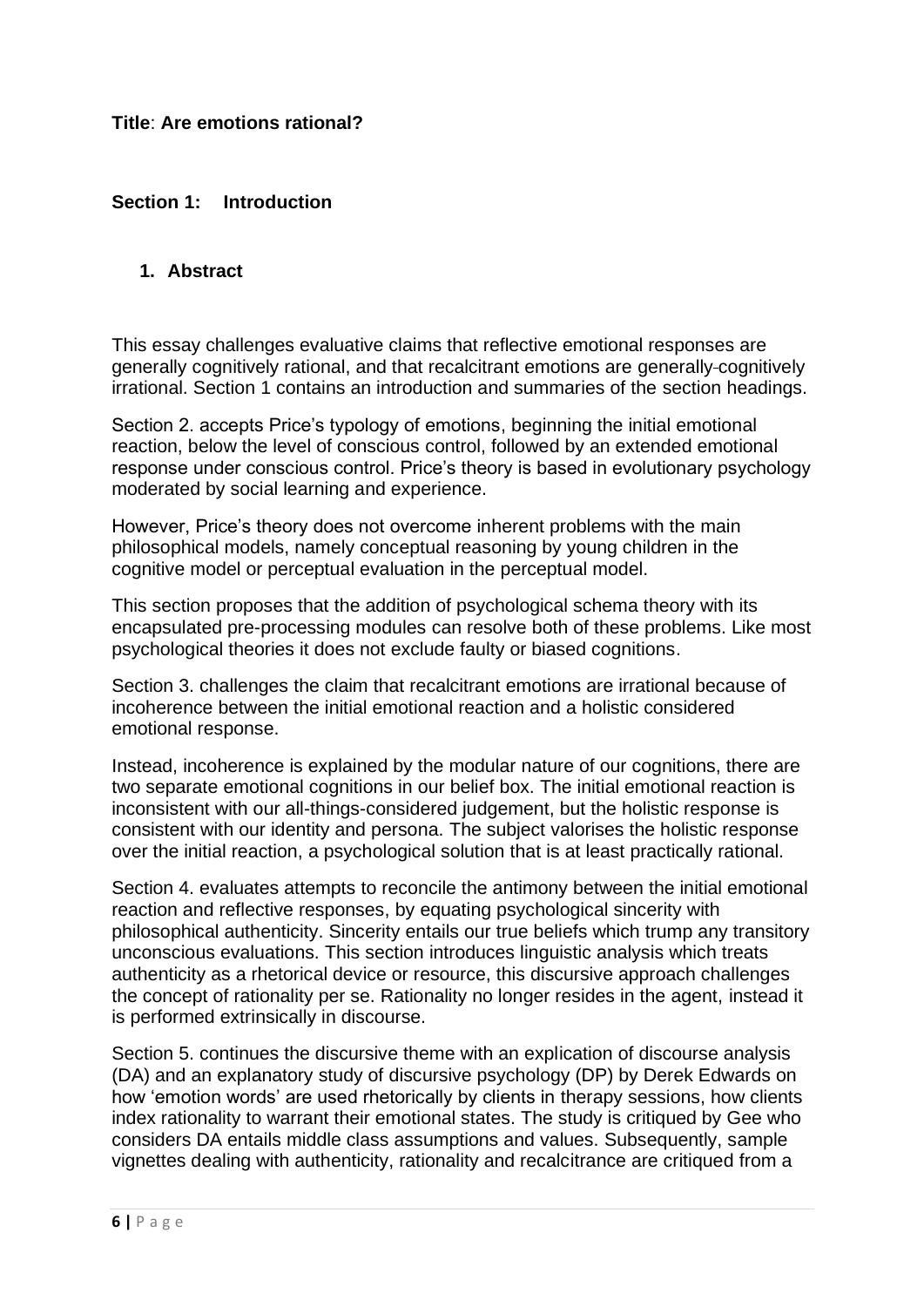**Title**: **Are emotions rational?**

## Section 1: Introduction

### 1. Abstract

This essay challenges evaluative claims that reflective emotional responses are generally cognitively rational, and that recalcitrant emotions are generally-cognitively irrational. Section 1 contains an introduction and summaries of the section headings.

Section 2. accepts Price's typology of emotions, beginning the initial emotional reaction, below the level of conscious control, followed by an extended emotional response under conscious control. Price's theory is based in evolutionary psychology moderated by social learning and experience.

However, Price's theory does not overcome inherent problems with the main philosophical models, namely conceptual reasoning by young children in the cognitive model or perceptual evaluation in the perceptual model.

This section proposes that the addition of psychological schema theory with its encapsulated pre-processing modules can resolve both of these problems. Like most psychological theories it does not exclude faulty or biased cognitions.

Section 3. challenges the claim that recalcitrant emotions are irrational because of incoherence between the initial emotional reaction and a holistic considered emotional response.

Instead, incoherence is explained by the modular nature of our cognitions, there are two separate emotional cognitions in our belief box. The initial emotional reaction is inconsistent with our all-things-considered judgement, but the holistic response is consistent with our identity and persona. The subject valorises the holistic response over the initial reaction, a psychological solution that is at least practically rational.

Section 4. evaluates attempts to reconcile the antimony between the initial emotional reaction and reflective responses, by equating psychological sincerity with philosophical authenticity. Sincerity entails our true beliefs which trump any transitory unconscious evaluations. This section introduces linguistic analysis which treats authenticity as a rhetorical device or resource, this discursive approach challenges the concept of rationality per se. Rationality no longer resides in the agent, instead it is performed extrinsically in discourse.

Section 5. continues the discursive theme with an explication of discourse analysis (DA) and an explanatory study of discursive psychology (DP) by Derek Edwards on how 'emotion words' are used rhetorically by clients in therapy sessions, how clients index rationality to warrant their emotional states. The study is critiqued by Gee who considers DA entails middle class assumptions and values. Subsequently, sample vignettes dealing with authenticity, rationality and recalcitrance are critiqued from a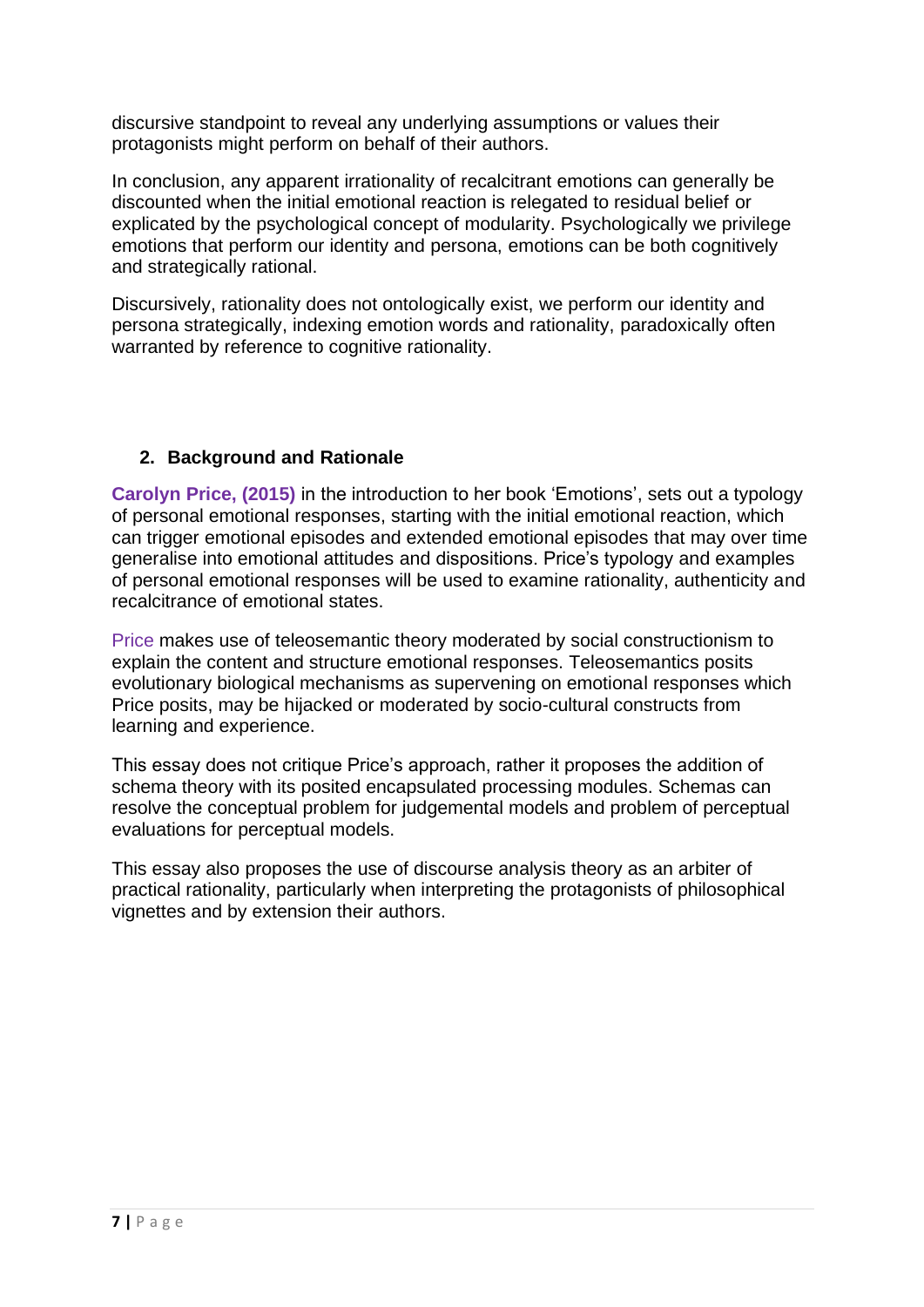discursive standpoint to reveal any underlying assumptions or values their protagonists might perform on behalf of their authors.

In conclusion, any apparent irrationality of recalcitrant emotions can generally be discounted when the initial emotional reaction is relegated to residual belief or explicated by the psychological concept of modularity. Psychologically we privilege emotions that perform our identity and persona, emotions can be both cognitively and strategically rational.

Discursively, rationality does not ontologically exist, we perform our identity and persona strategically, indexing emotion words and rationality, paradoxically often warranted by reference to cognitive rationality.

## 2. Background and Rationale

**Carolyn Price, (2015)** in the introduction to her book 'Emotions', sets out a typology of personal emotional responses, starting with the initial emotional reaction, which can trigger emotional episodes and extended emotional episodes that may over time generalise into emotional attitudes and dispositions. Price's typology and examples of personal emotional responses will be used to examine rationality, authenticity and recalcitrance of emotional states.

Price makes use of teleosemantic theory moderated by social constructionism to explain the content and structure emotional responses. Teleosemantics posits evolutionary biological mechanisms as supervening on emotional responses which Price posits, may be hijacked or moderated by socio-cultural constructs from learning and experience.

This essay does not critique Price's approach, rather it proposes the addition of schema theory with its posited encapsulated processing modules. Schemas can resolve the conceptual problem for judgemental models and problem of perceptual evaluations for perceptual models.

This essay also proposes the use of discourse analysis theory as an arbiter of practical rationality, particularly when interpreting the protagonists of philosophical vignettes and by extension their authors.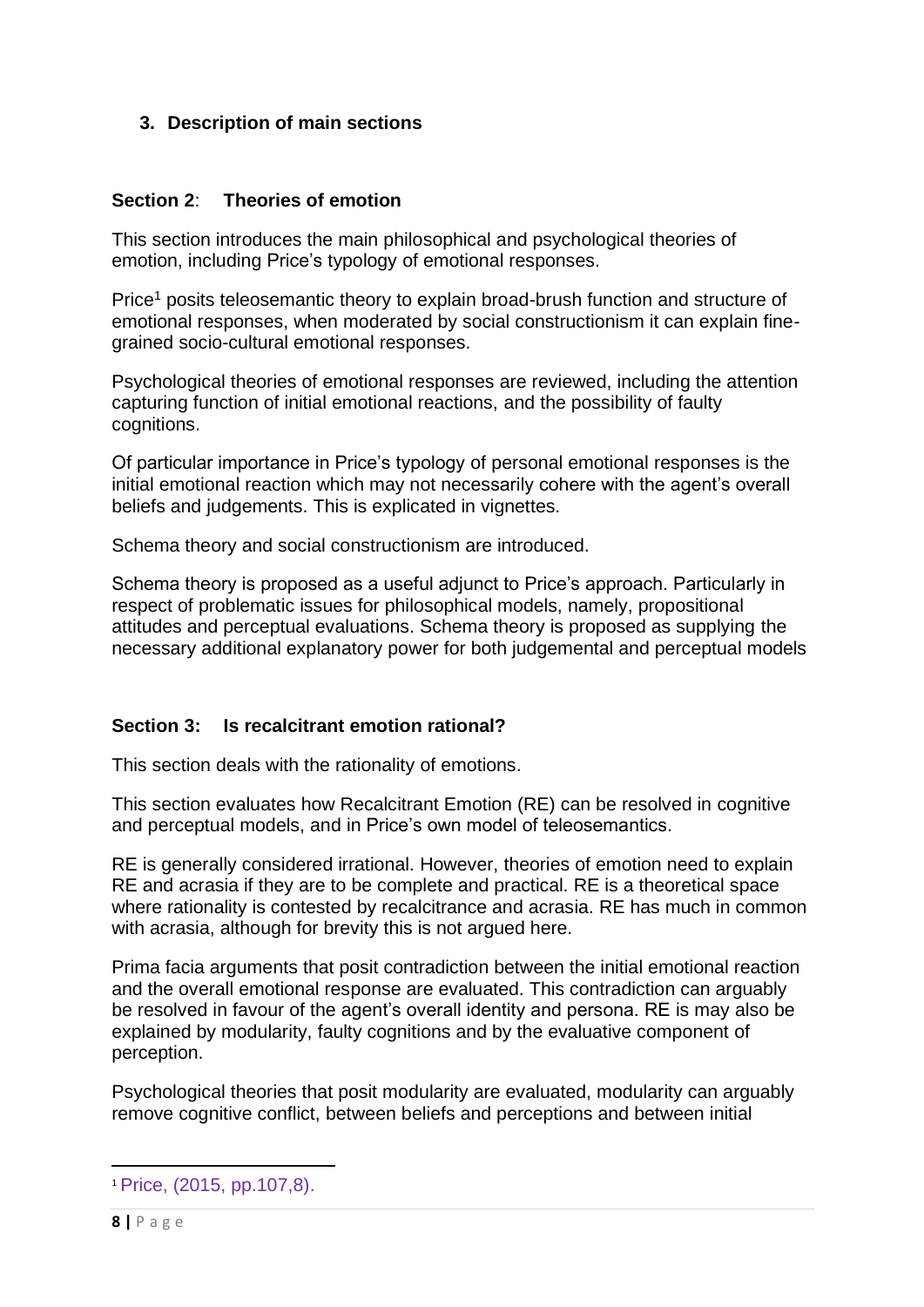## 3. Description of main sections

### Section 2: Theories of emotion

This section introduces the main philosophical and psychological theories of emotion, including Price's typology of emotional responses.

Price[1] posits teleosemantic theory to explain broad-brush function and structure of emotional responses, when moderated by social constructionism it can explain fine-grained socio-cultural emotional responses.

Psychological theories of emotional responses are reviewed, including the attention capturing function of initial emotional reactions, and the possibility of faulty cognitions.

Of particular importance in Price's typology of personal emotional responses is the initial emotional reaction which may not necessarily cohere with the agent's overall beliefs and judgements. This is explicated in vignettes.

Schema theory and social constructionism are introduced.

Schema theory is proposed as a useful adjunct to Price's approach. Particularly in respect of problematic issues for philosophical models, namely, propositional attitudes and perceptual evaluations. Schema theory is proposed as supplying the necessary additional explanatory power for both judgemental and perceptual models

### Section 3: Is recalcitrant emotion rational?

This section deals with the rationality of emotions.

This section evaluates how Recalcitrant Emotion (RE) can be resolved in cognitive and perceptual models, and in Price's own model of teleosemantics.

RE is generally considered irrational. However, theories of emotion need to explain RE and acrasia if they are to be complete and practical. RE is a theoretical space where rationality is contested by recalcitrance and acrasia. RE has much in common with acrasia, although for brevity this is not argued here.

Prima facia arguments that posit contradiction between the initial emotional reaction and the overall emotional response are evaluated. This contradiction can arguably be resolved in favour of the agent's overall identity and persona. RE is may also be explained by modularity, faulty cognitions and by the evaluative component of perception.

Psychological theories that posit modularity are evaluated, modularity can arguably remove cognitive conflict, between beliefs and perceptions and between initial

[1] Price, (2015, pp.107,8).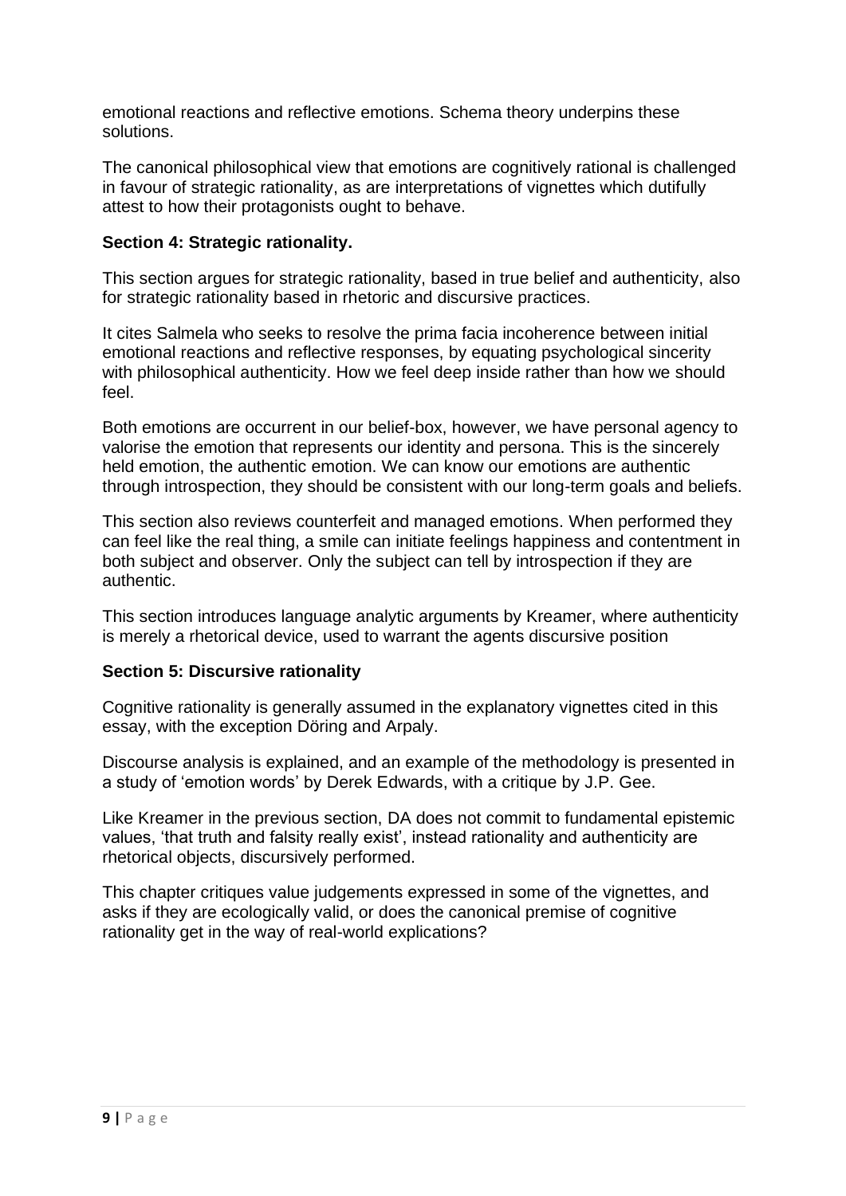emotional reactions and reflective emotions. Schema theory underpins these solutions.

The canonical philosophical view that emotions are cognitively rational is challenged in favour of strategic rationality, as are interpretations of vignettes which dutifully attest to how their protagonists ought to behave.

### Section 4: Strategic rationality.

This section argues for strategic rationality, based in true belief and authenticity, also for strategic rationality based in rhetoric and discursive practices.

It cites Salmela who seeks to resolve the prima facia incoherence between initial emotional reactions and reflective responses, by equating psychological sincerity with philosophical authenticity. How we feel deep inside rather than how we should feel.

Both emotions are occurrent in our belief-box, however, we have personal agency to valorise the emotion that represents our identity and persona. This is the sincerely held emotion, the authentic emotion. We can know our emotions are authentic through introspection, they should be consistent with our long-term goals and beliefs.

This section also reviews counterfeit and managed emotions. When performed they can feel like the real thing, a smile can initiate feelings happiness and contentment in both subject and observer. Only the subject can tell by introspection if they are authentic.

This section introduces language analytic arguments by Kreamer, where authenticity is merely a rhetorical device, used to warrant the agents discursive position

### Section 5: Discursive rationality

Cognitive rationality is generally assumed in the explanatory vignettes cited in this essay, with the exception Döring and Arpaly.

Discourse analysis is explained, and an example of the methodology is presented in a study of 'emotion words' by Derek Edwards, with a critique by J.P. Gee.

Like Kreamer in the previous section, DA does not commit to fundamental epistemic values, 'that truth and falsity really exist', instead rationality and authenticity are rhetorical objects, discursively performed.

This chapter critiques value judgements expressed in some of the vignettes, and asks if they are ecologically valid, or does the canonical premise of cognitive rationality get in the way of real-world explications?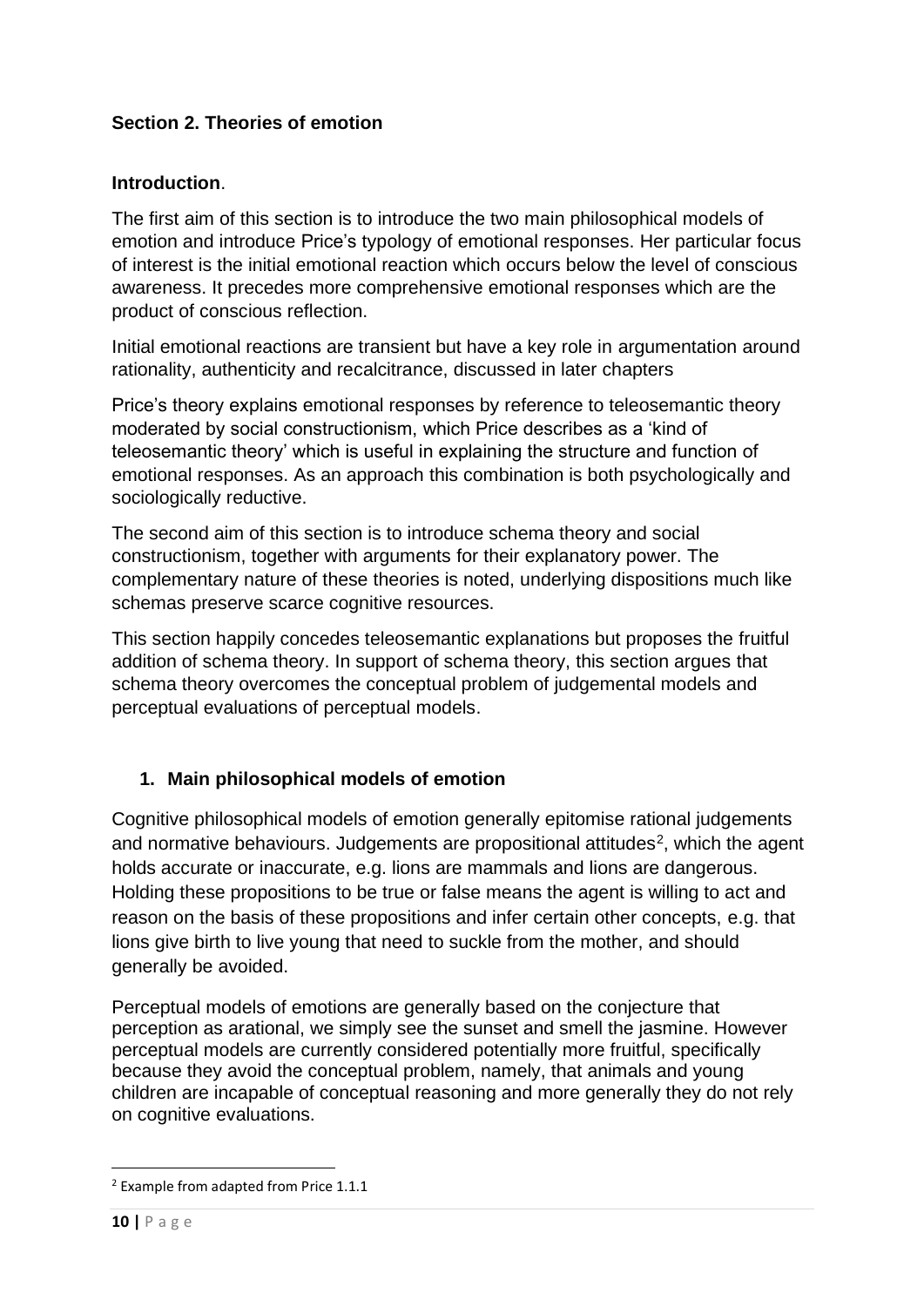## Section 2. Theories of emotion

**Introduction**.

The first aim of this section is to introduce the two main philosophical models of emotion and introduce Price's typology of emotional responses. Her particular focus of interest is the initial emotional reaction which occurs below the level of conscious awareness. It precedes more comprehensive emotional responses which are the product of conscious reflection.

Initial emotional reactions are transient but have a key role in argumentation around rationality, authenticity and recalcitrance, discussed in later chapters

Price's theory explains emotional responses by reference to teleosemantic theory moderated by social constructionism, which Price describes as a 'kind of teleosemantic theory' which is useful in explaining the structure and function of emotional responses. As an approach this combination is both psychologically and sociologically reductive.

The second aim of this section is to introduce schema theory and social constructionism, together with arguments for their explanatory power. The complementary nature of these theories is noted, underlying dispositions much like schemas preserve scarce cognitive resources.

This section happily concedes teleosemantic explanations but proposes the fruitful addition of schema theory. In support of schema theory, this section argues that schema theory overcomes the conceptual problem of judgemental models and perceptual evaluations of perceptual models.

### 1. Main philosophical models of emotion

Cognitive philosophical models of emotion generally epitomise rational judgements and normative behaviours. Judgements are propositional attitudes[2], which the agent holds accurate or inaccurate, e.g. lions are mammals and lions are dangerous. Holding these propositions to be true or false means the agent is willing to act and reason on the basis of these propositions and infer certain other concepts, e.g. that lions give birth to live young that need to suckle from the mother, and should generally be avoided.

Perceptual models of emotions are generally based on the conjecture that perception as arational, we simply see the sunset and smell the jasmine. However perceptual models are currently considered potentially more fruitful, specifically because they avoid the conceptual problem, namely, that animals and young children are incapable of conceptual reasoning and more generally they do not rely on cognitive evaluations.

[2] Example from adapted from Price 1.1.1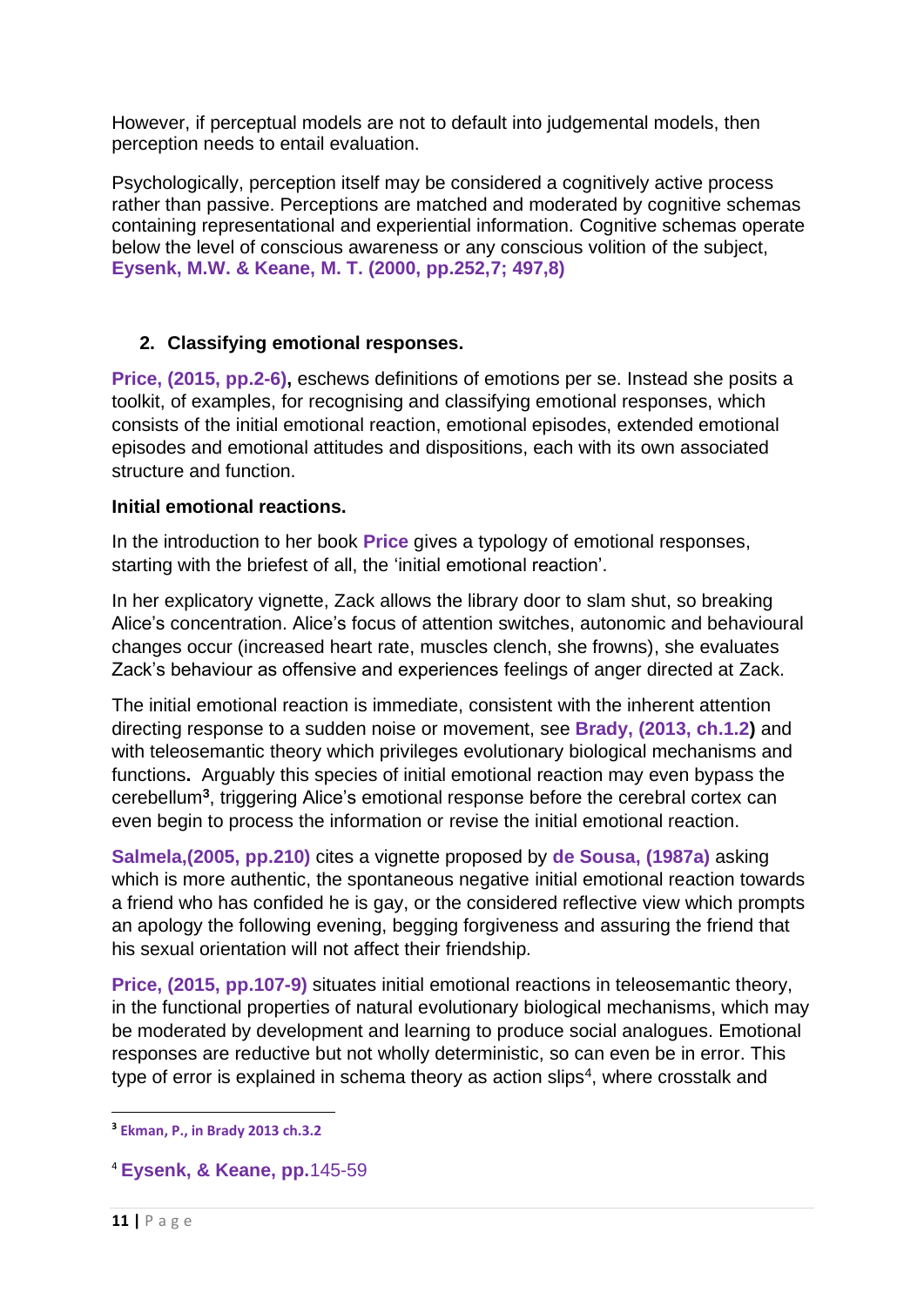However, if perceptual models are not to default into judgemental models, then perception needs to entail evaluation.

Psychologically, perception itself may be considered a cognitively active process rather than passive. Perceptions are matched and moderated by cognitive schemas containing representational and experiential information. Cognitive schemas operate below the level of conscious awareness or any conscious volition of the subject, **Eysenk, M.W. & Keane, M. T. (2000, pp.252,7; 497,8)**

## 2. Classifying emotional responses.

**Price, (2015, pp.2-6),** eschews definitions of emotions per se. Instead she posits a toolkit, of examples, for recognising and classifying emotional responses, which consists of the initial emotional reaction, emotional episodes, extended emotional episodes and emotional attitudes and dispositions, each with its own associated structure and function.

### Initial emotional reactions.

In the introduction to her book **Price** gives a typology of emotional responses, starting with the briefest of all, the 'initial emotional reaction'.

In her explicatory vignette, Zack allows the library door to slam shut, so breaking Alice's concentration. Alice's focus of attention switches, autonomic and behavioural changes occur (increased heart rate, muscles clench, she frowns), she evaluates Zack's behaviour as offensive and experiences feelings of anger directed at Zack.

The initial emotional reaction is immediate, consistent with the inherent attention directing response to a sudden noise or movement, see **Brady, (2013, ch.1.2)** and with teleosemantic theory which privileges evolutionary biological mechanisms and functions**.** Arguably this species of initial emotional reaction may even bypass the cerebellum[3], triggering Alice's emotional response before the cerebral cortex can even begin to process the information or revise the initial emotional reaction.

**Salmela,(2005, pp.210)** cites a vignette proposed by **de Sousa, (1987a)** asking which is more authentic, the spontaneous negative initial emotional reaction towards a friend who has confided he is gay, or the considered reflective view which prompts an apology the following evening, begging forgiveness and assuring the friend that his sexual orientation will not affect their friendship.

**Price, (2015, pp.107-9)** situates initial emotional reactions in teleosemantic theory, in the functional properties of natural evolutionary biological mechanisms, which may be moderated by development and learning to produce social analogues. Emotional responses are reductive but not wholly deterministic, so can even be in error. This type of error is explained in schema theory as action slips[4], where crosstalk and

---

[3] **Ekman, P., in Brady 2013 ch.3.2**

[4] **Eysenk, & Keane, pp.**145-59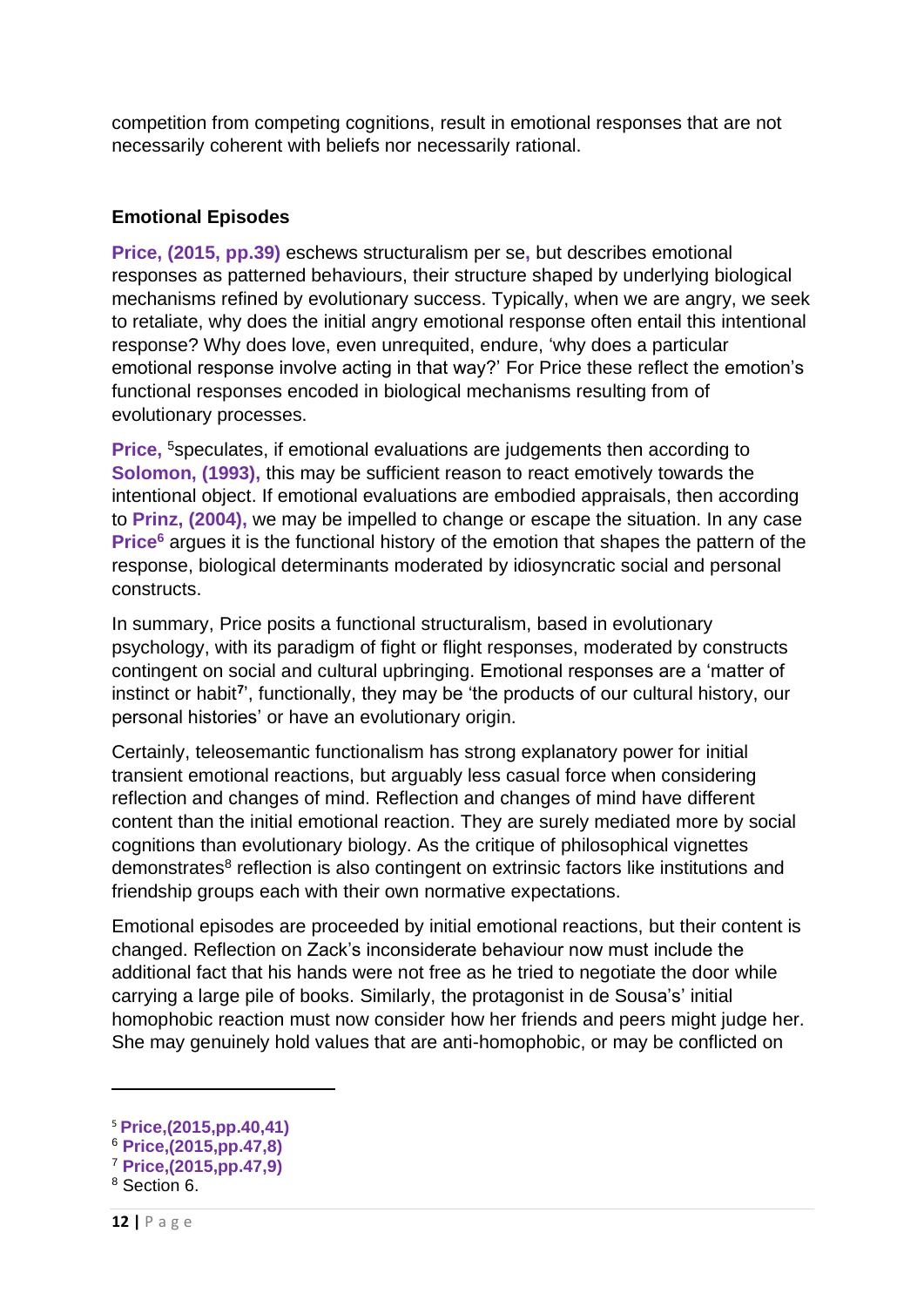competition from competing cognitions, result in emotional responses that are not necessarily coherent with beliefs nor necessarily rational.

**Emotional Episodes**

**Price, (2015, pp.39)** eschews structuralism per se**,** but describes emotional responses as patterned behaviours, their structure shaped by underlying biological mechanisms refined by evolutionary success. Typically, when we are angry, we seek to retaliate, why does the initial angry emotional response often entail this intentional response? Why does love, even unrequited, endure, 'why does a particular emotional response involve acting in that way?' For Price these reflect the emotion's functional responses encoded in biological mechanisms resulting from of evolutionary processes.

**Price,** [5]speculates, if emotional evaluations are judgements then according to **Solomon, (1993),** this may be sufficient reason to react emotively towards the intentional object. If emotional evaluations are embodied appraisals, then according to **Prinz, (2004),** we may be impelled to change or escape the situation. In any case **Price**[6] argues it is the functional history of the emotion that shapes the pattern of the response, biological determinants moderated by idiosyncratic social and personal constructs.

In summary, Price posits a functional structuralism, based in evolutionary psychology, with its paradigm of fight or flight responses, moderated by constructs contingent on social and cultural upbringing. Emotional responses are a 'matter of instinct or habit[7]', functionally, they may be 'the products of our cultural history, our personal histories' or have an evolutionary origin.

Certainly, teleosemantic functionalism has strong explanatory power for initial transient emotional reactions, but arguably less casual force when considering reflection and changes of mind. Reflection and changes of mind have different content than the initial emotional reaction. They are surely mediated more by social cognitions than evolutionary biology. As the critique of philosophical vignettes demonstrates[8] reflection is also contingent on extrinsic factors like institutions and friendship groups each with their own normative expectations.

Emotional episodes are proceeded by initial emotional reactions, but their content is changed. Reflection on Zack's inconsiderate behaviour now must include the additional fact that his hands were not free as he tried to negotiate the door while carrying a large pile of books. Similarly, the protagonist in de Sousa's' initial homophobic reaction must now consider how her friends and peers might judge her. She may genuinely hold values that are anti-homophobic, or may be conflicted on

---

[5] **Price,(2015,pp.40,41)**

[6] **Price,(2015,pp.47,8)**

[7] **Price,(2015,pp.47,9)**

[8] Section 6.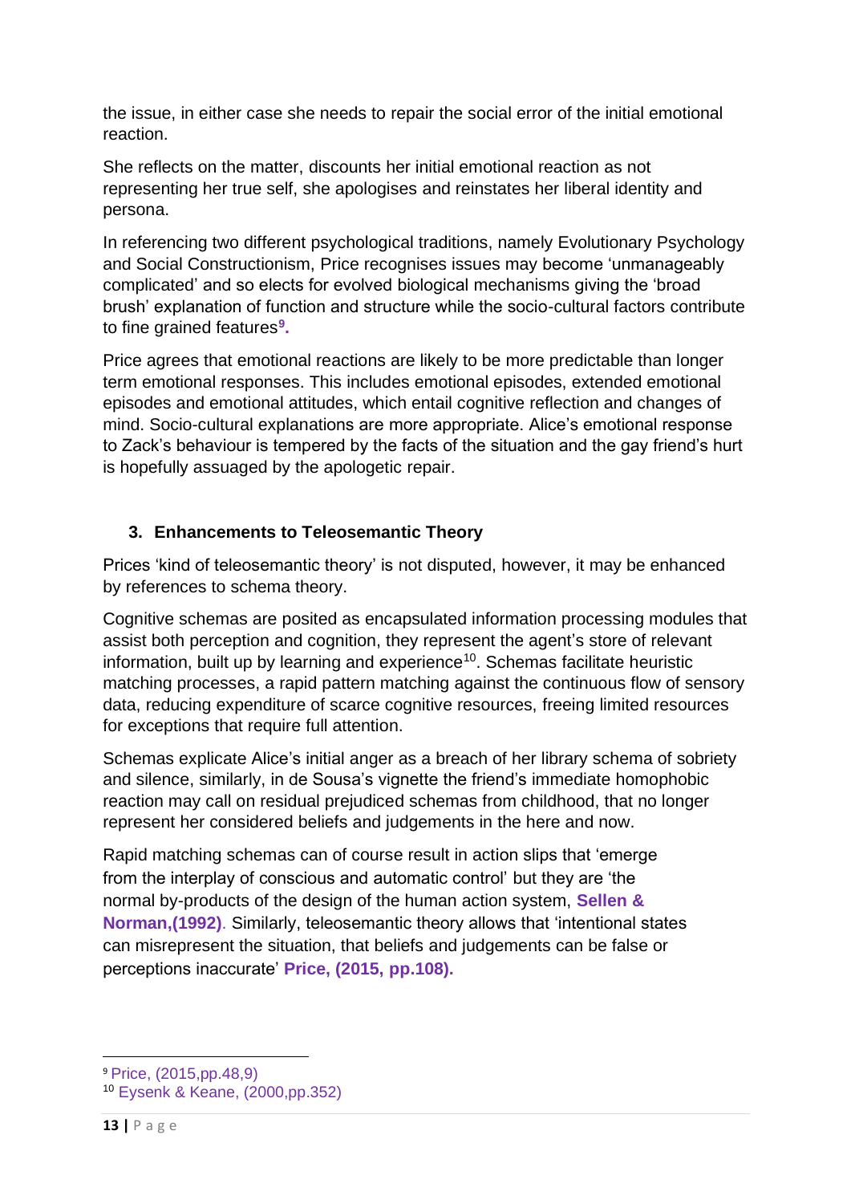the issue, in either case she needs to repair the social error of the initial emotional reaction.

She reflects on the matter, discounts her initial emotional reaction as not representing her true self, she apologises and reinstates her liberal identity and persona.

In referencing two different psychological traditions, namely Evolutionary Psychology and Social Constructionism, Price recognises issues may become 'unmanageably complicated' and so elects for evolved biological mechanisms giving the 'broad brush' explanation of function and structure while the socio-cultural factors contribute to fine grained features[9].

Price agrees that emotional reactions are likely to be more predictable than longer term emotional responses. This includes emotional episodes, extended emotional episodes and emotional attitudes, which entail cognitive reflection and changes of mind. Socio-cultural explanations are more appropriate. Alice's emotional response to Zack's behaviour is tempered by the facts of the situation and the gay friend's hurt is hopefully assuaged by the apologetic repair.

## 3. Enhancements to Teleosemantic Theory

Prices 'kind of teleosemantic theory' is not disputed, however, it may be enhanced by references to schema theory.

Cognitive schemas are posited as encapsulated information processing modules that assist both perception and cognition, they represent the agent's store of relevant information, built up by learning and experience[10]. Schemas facilitate heuristic matching processes, a rapid pattern matching against the continuous flow of sensory data, reducing expenditure of scarce cognitive resources, freeing limited resources for exceptions that require full attention.

Schemas explicate Alice's initial anger as a breach of her library schema of sobriety and silence, similarly, in de Sousa's vignette the friend's immediate homophobic reaction may call on residual prejudiced schemas from childhood, that no longer represent her considered beliefs and judgements in the here and now.

Rapid matching schemas can of course result in action slips that 'emerge from the interplay of conscious and automatic control' but they are 'the normal by-products of the design of the human action system, **Sellen & Norman,(1992)**. Similarly, teleosemantic theory allows that 'intentional states can misrepresent the situation, that beliefs and judgements can be false or perceptions inaccurate' **Price, (2015, pp.108).**

---

[9] Price, (2015,pp.48,9)

[10] Eysenk & Keane, (2000,pp.352)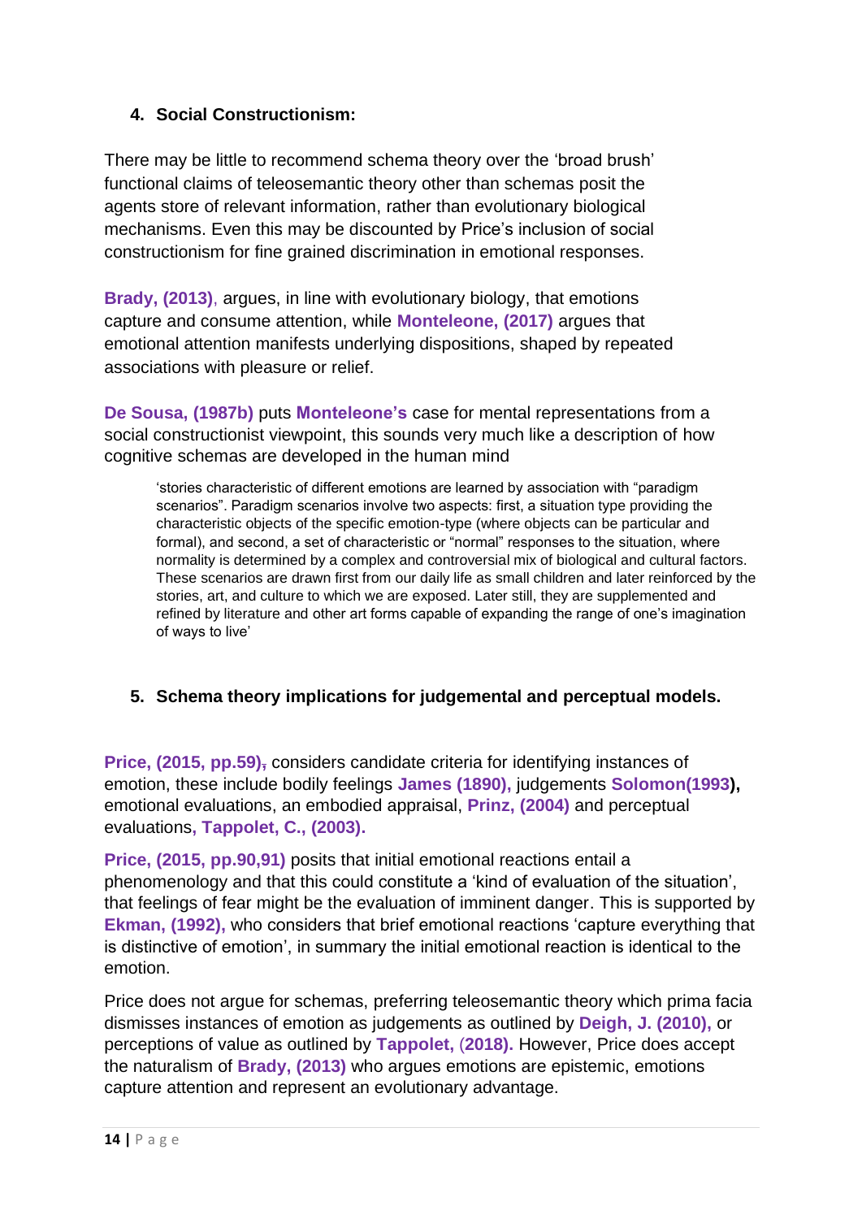## 4. Social Constructionism:

There may be little to recommend schema theory over the 'broad brush' functional claims of teleosemantic theory other than schemas posit the agents store of relevant information, rather than evolutionary biological mechanisms. Even this may be discounted by Price's inclusion of social constructionism for fine grained discrimination in emotional responses.

**Brady, (2013)**, argues, in line with evolutionary biology, that emotions capture and consume attention, while **Monteleone, (2017)** argues that emotional attention manifests underlying dispositions, shaped by repeated associations with pleasure or relief.

**De Sousa, (1987b)** puts **Monteleone's** case for mental representations from a social constructionist viewpoint, this sounds very much like a description of how cognitive schemas are developed in the human mind

> 'stories characteristic of different emotions are learned by association with "paradigm scenarios". Paradigm scenarios involve two aspects: first, a situation type providing the characteristic objects of the specific emotion-type (where objects can be particular and formal), and second, a set of characteristic or "normal" responses to the situation, where normality is determined by a complex and controversial mix of biological and cultural factors. These scenarios are drawn first from our daily life as small children and later reinforced by the stories, art, and culture to which we are exposed. Later still, they are supplemented and refined by literature and other art forms capable of expanding the range of one's imagination of ways to live'

## 5. Schema theory implications for judgemental and perceptual models.

**Price, (2015, pp.59)**, considers candidate criteria for identifying instances of emotion, these include bodily feelings **James (1890),** judgements **Solomon(1993),** emotional evaluations, an embodied appraisal, **Prinz, (2004)** and perceptual evaluations**, Tappolet, C., (2003).**

**Price, (2015, pp.90,91)** posits that initial emotional reactions entail a phenomenology and that this could constitute a 'kind of evaluation of the situation', that feelings of fear might be the evaluation of imminent danger. This is supported by **Ekman, (1992),** who considers that brief emotional reactions 'capture everything that is distinctive of emotion', in summary the initial emotional reaction is identical to the emotion.

Price does not argue for schemas, preferring teleosemantic theory which prima facia dismisses instances of emotion as judgements as outlined by **Deigh, J. (2010),** or perceptions of value as outlined by **Tappolet, (2018).** However, Price does accept the naturalism of **Brady, (2013)** who argues emotions are epistemic, emotions capture attention and represent an evolutionary advantage.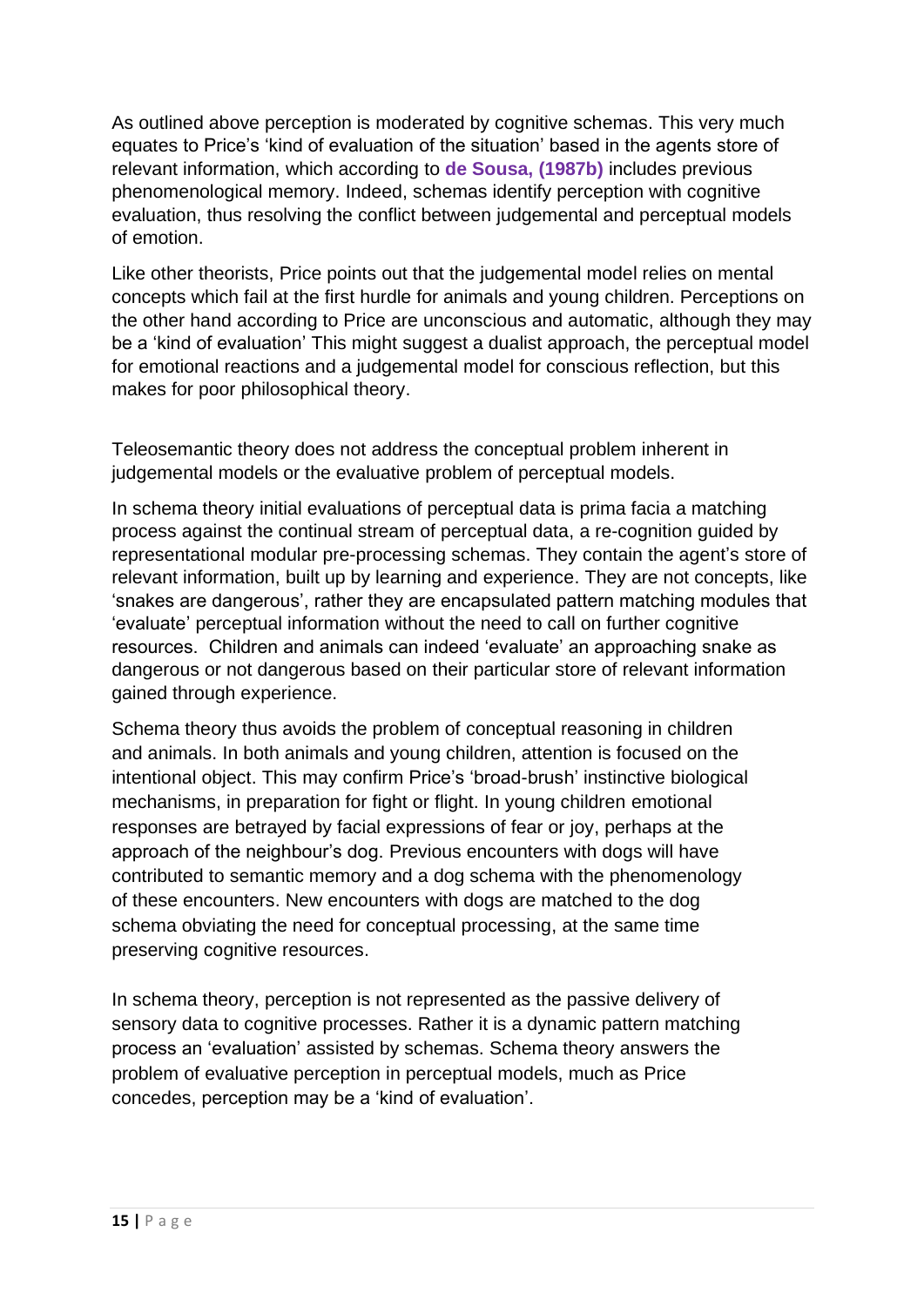As outlined above perception is moderated by cognitive schemas. This very much equates to Price's 'kind of evaluation of the situation' based in the agents store of relevant information, which according to **de Sousa, (1987b)** includes previous phenomenological memory. Indeed, schemas identify perception with cognitive evaluation, thus resolving the conflict between judgemental and perceptual models of emotion.

Like other theorists, Price points out that the judgemental model relies on mental concepts which fail at the first hurdle for animals and young children. Perceptions on the other hand according to Price are unconscious and automatic, although they may be a 'kind of evaluation' This might suggest a dualist approach, the perceptual model for emotional reactions and a judgemental model for conscious reflection, but this makes for poor philosophical theory.

Teleosemantic theory does not address the conceptual problem inherent in judgemental models or the evaluative problem of perceptual models.

In schema theory initial evaluations of perceptual data is prima facia a matching process against the continual stream of perceptual data, a re-cognition guided by representational modular pre-processing schemas. They contain the agent's store of relevant information, built up by learning and experience. They are not concepts, like 'snakes are dangerous', rather they are encapsulated pattern matching modules that 'evaluate' perceptual information without the need to call on further cognitive resources. Children and animals can indeed 'evaluate' an approaching snake as dangerous or not dangerous based on their particular store of relevant information gained through experience.

Schema theory thus avoids the problem of conceptual reasoning in children and animals. In both animals and young children, attention is focused on the intentional object. This may confirm Price's 'broad-brush' instinctive biological mechanisms, in preparation for fight or flight. In young children emotional responses are betrayed by facial expressions of fear or joy, perhaps at the approach of the neighbour's dog. Previous encounters with dogs will have contributed to semantic memory and a dog schema with the phenomenology of these encounters. New encounters with dogs are matched to the dog schema obviating the need for conceptual processing, at the same time preserving cognitive resources.

In schema theory, perception is not represented as the passive delivery of sensory data to cognitive processes. Rather it is a dynamic pattern matching process an 'evaluation' assisted by schemas. Schema theory answers the problem of evaluative perception in perceptual models, much as Price concedes, perception may be a 'kind of evaluation'.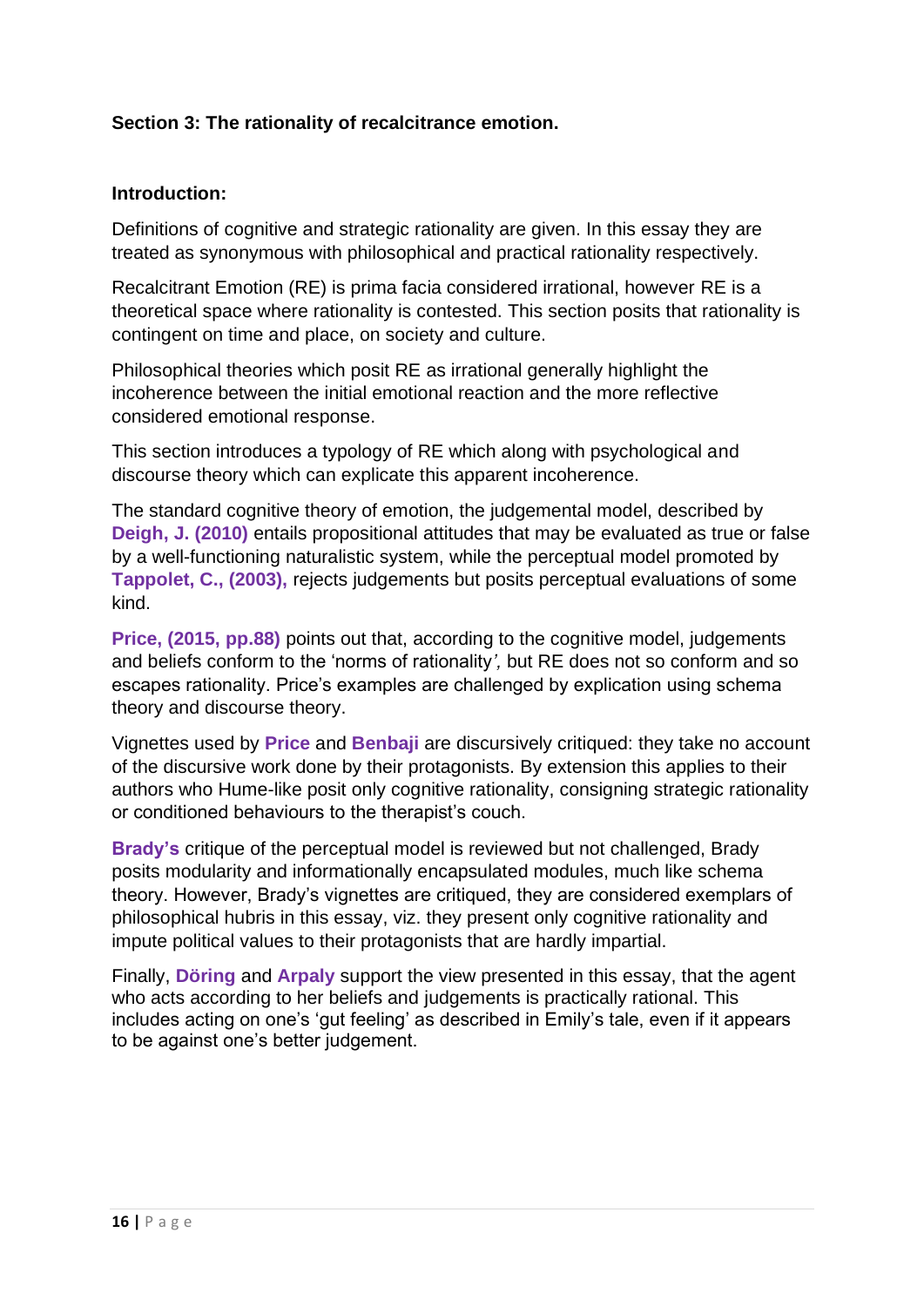**Section 3: The rationality of recalcitrance emotion.**

**Introduction:**

Definitions of cognitive and strategic rationality are given. In this essay they are treated as synonymous with philosophical and practical rationality respectively.

Recalcitrant Emotion (RE) is prima facia considered irrational, however RE is a theoretical space where rationality is contested. This section posits that rationality is contingent on time and place, on society and culture.

Philosophical theories which posit RE as irrational generally highlight the incoherence between the initial emotional reaction and the more reflective considered emotional response.

This section introduces a typology of RE which along with psychological and discourse theory which can explicate this apparent incoherence.

The standard cognitive theory of emotion, the judgemental model, described by **Deigh, J. (2010)** entails propositional attitudes that may be evaluated as true or false by a well-functioning naturalistic system, while the perceptual model promoted by **Tappolet, C., (2003),** rejects judgements but posits perceptual evaluations of some kind.

**Price, (2015, pp.88)** points out that, according to the cognitive model, judgements and beliefs conform to the 'norms of rationality*'*, but RE does not so conform and so escapes rationality. Price's examples are challenged by explication using schema theory and discourse theory.

Vignettes used by **Price** and **Benbaji** are discursively critiqued: they take no account of the discursive work done by their protagonists. By extension this applies to their authors who Hume-like posit only cognitive rationality, consigning strategic rationality or conditioned behaviours to the therapist's couch.

**Brady's** critique of the perceptual model is reviewed but not challenged, Brady posits modularity and informationally encapsulated modules, much like schema theory. However, Brady's vignettes are critiqued, they are considered exemplars of philosophical hubris in this essay, viz. they present only cognitive rationality and impute political values to their protagonists that are hardly impartial.

Finally, **Döring** and **Arpaly** support the view presented in this essay, that the agent who acts according to her beliefs and judgements is practically rational. This includes acting on one's 'gut feeling' as described in Emily's tale, even if it appears to be against one's better judgement.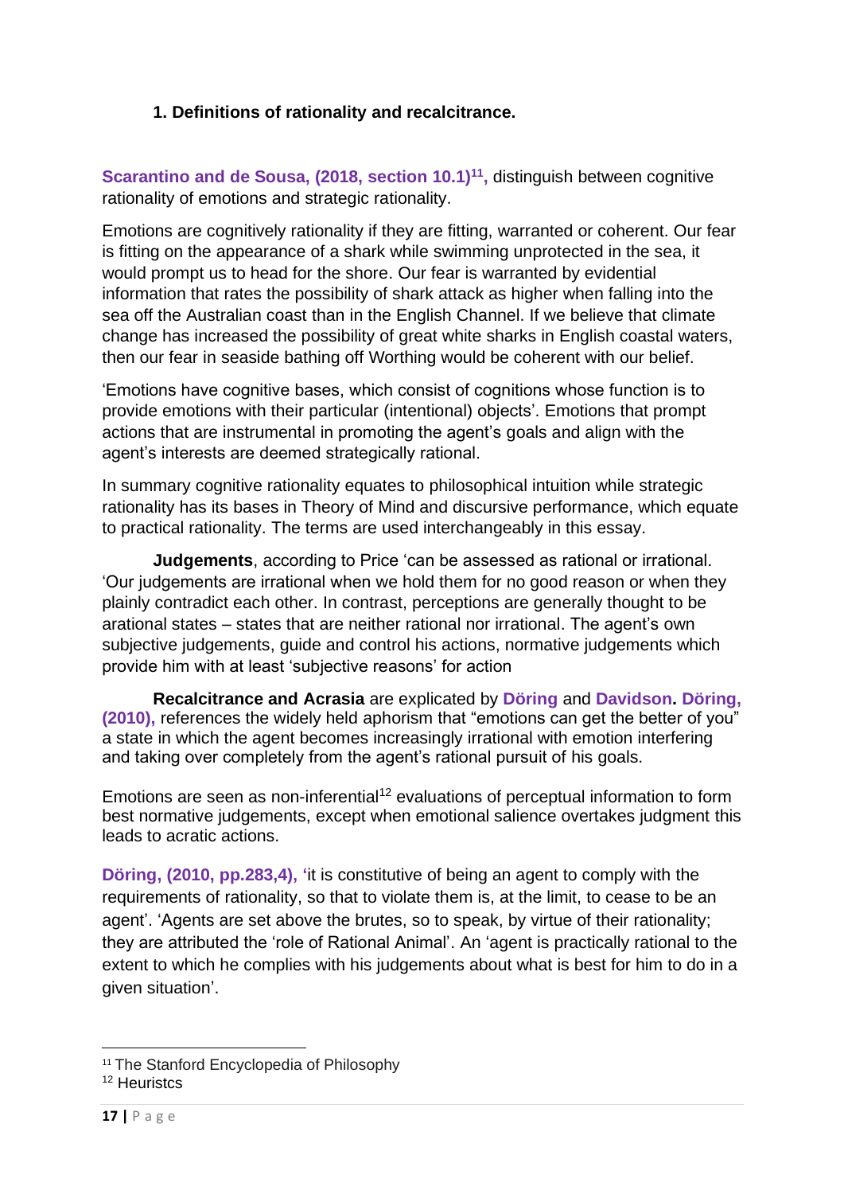### 1. Definitions of rationality and recalcitrance.

**Scarantino and de Sousa, (2018, section 10.1)**[11]**,** distinguish between cognitive rationality of emotions and strategic rationality.

Emotions are cognitively rationality if they are fitting, warranted or coherent. Our fear is fitting on the appearance of a shark while swimming unprotected in the sea, it would prompt us to head for the shore. Our fear is warranted by evidential information that rates the possibility of shark attack as higher when falling into the sea off the Australian coast than in the English Channel. If we believe that climate change has increased the possibility of great white sharks in English coastal waters, then our fear in seaside bathing off Worthing would be coherent with our belief.

'Emotions have cognitive bases, which consist of cognitions whose function is to provide emotions with their particular (intentional) objects'. Emotions that prompt actions that are instrumental in promoting the agent's goals and align with the agent's interests are deemed strategically rational.

In summary cognitive rationality equates to philosophical intuition while strategic rationality has its bases in Theory of Mind and discursive performance, which equate to practical rationality. The terms are used interchangeably in this essay.

**Judgements**, according to Price 'can be assessed as rational or irrational. 'Our judgements are irrational when we hold them for no good reason or when they plainly contradict each other. In contrast, perceptions are generally thought to be arational states – states that are neither rational nor irrational. The agent's own subjective judgements, guide and control his actions, normative judgements which provide him with at least 'subjective reasons' for action

**Recalcitrance and Acrasia** are explicated by **Döring** and **Davidson. Döring, (2010),** references the widely held aphorism that "emotions can get the better of you" a state in which the agent becomes increasingly irrational with emotion interfering and taking over completely from the agent's rational pursuit of his goals.

Emotions are seen as non-inferential[12] evaluations of perceptual information to form best normative judgements, except when emotional salience overtakes judgment this leads to acratic actions.

**Döring, (2010, pp.283,4), '**it is constitutive of being an agent to comply with the requirements of rationality, so that to violate them is, at the limit, to cease to be an agent'. 'Agents are set above the brutes, so to speak, by virtue of their rationality; they are attributed the 'role of Rational Animal'. An 'agent is practically rational to the extent to which he complies with his judgements about what is best for him to do in a given situation'.

---

[11] The Stanford Encyclopedia of Philosophy

[12] Heuristcs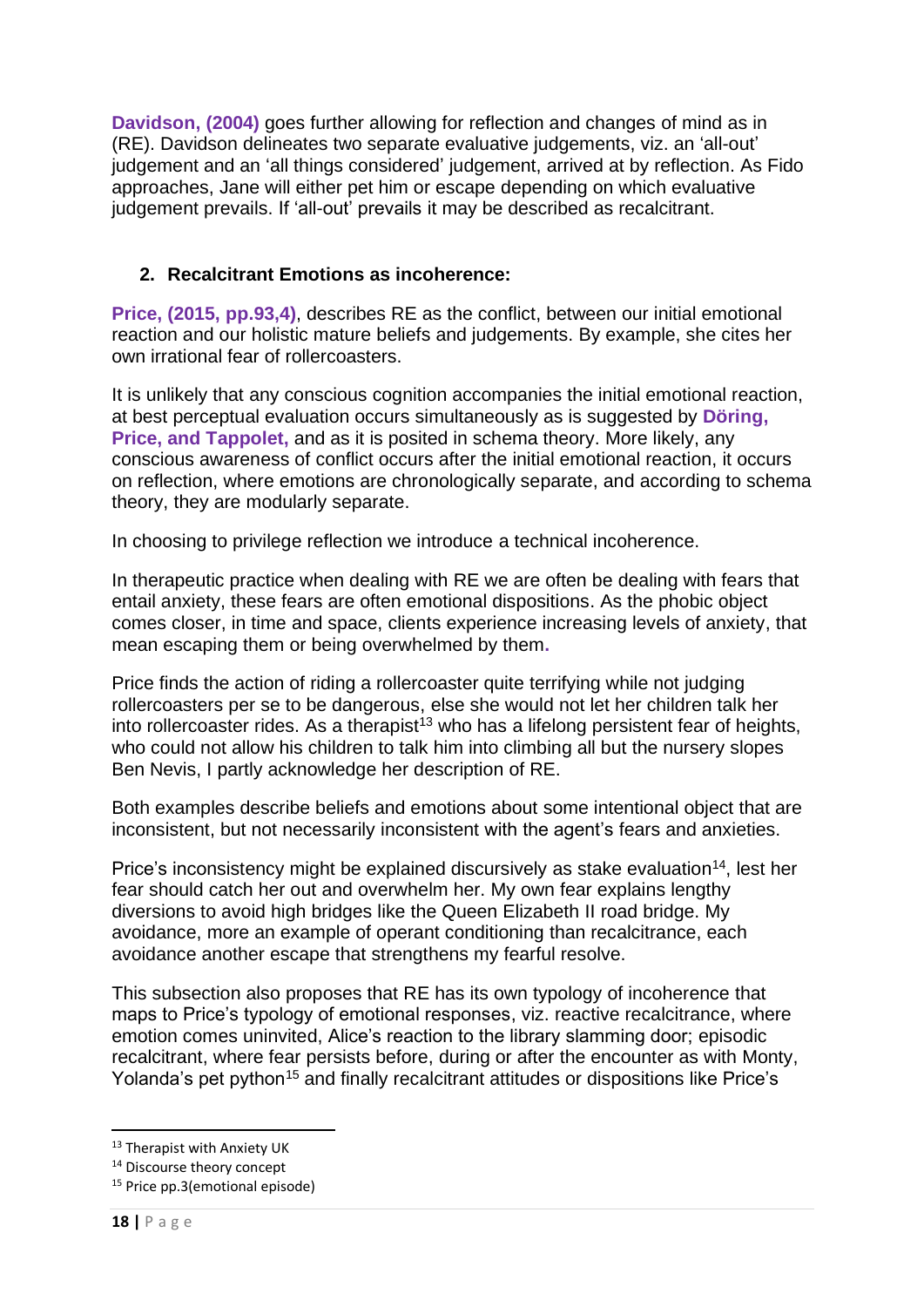**Davidson, (2004)** goes further allowing for reflection and changes of mind as in (RE). Davidson delineates two separate evaluative judgements, viz. an 'all-out' judgement and an 'all things considered' judgement, arrived at by reflection. As Fido approaches, Jane will either pet him or escape depending on which evaluative judgement prevails. If 'all-out' prevails it may be described as recalcitrant.

## 2. Recalcitrant Emotions as incoherence:

**Price, (2015, pp.93,4)**, describes RE as the conflict, between our initial emotional reaction and our holistic mature beliefs and judgements. By example, she cites her own irrational fear of rollercoasters.

It is unlikely that any conscious cognition accompanies the initial emotional reaction, at best perceptual evaluation occurs simultaneously as is suggested by **Döring, Price, and Tappolet,** and as it is posited in schema theory. More likely, any conscious awareness of conflict occurs after the initial emotional reaction, it occurs on reflection, where emotions are chronologically separate, and according to schema theory, they are modularly separate.

In choosing to privilege reflection we introduce a technical incoherence.

In therapeutic practice when dealing with RE we are often be dealing with fears that entail anxiety, these fears are often emotional dispositions. As the phobic object comes closer, in time and space, clients experience increasing levels of anxiety, that mean escaping them or being overwhelmed by them.

Price finds the action of riding a rollercoaster quite terrifying while not judging rollercoasters per se to be dangerous, else she would not let her children talk her into rollercoaster rides. As a therapist[13] who has a lifelong persistent fear of heights, who could not allow his children to talk him into climbing all but the nursery slopes Ben Nevis, I partly acknowledge her description of RE.

Both examples describe beliefs and emotions about some intentional object that are inconsistent, but not necessarily inconsistent with the agent's fears and anxieties.

Price's inconsistency might be explained discursively as stake evaluation[14], lest her fear should catch her out and overwhelm her. My own fear explains lengthy diversions to avoid high bridges like the Queen Elizabeth II road bridge. My avoidance, more an example of operant conditioning than recalcitrance, each avoidance another escape that strengthens my fearful resolve.

This subsection also proposes that RE has its own typology of incoherence that maps to Price's typology of emotional responses, viz. reactive recalcitrance, where emotion comes uninvited, Alice's reaction to the library slamming door; episodic recalcitrant, where fear persists before, during or after the encounter as with Monty, Yolanda's pet python[15] and finally recalcitrant attitudes or dispositions like Price's

---

[13] Therapist with Anxiety UK

[14] Discourse theory concept

[15] Price pp.3(emotional episode)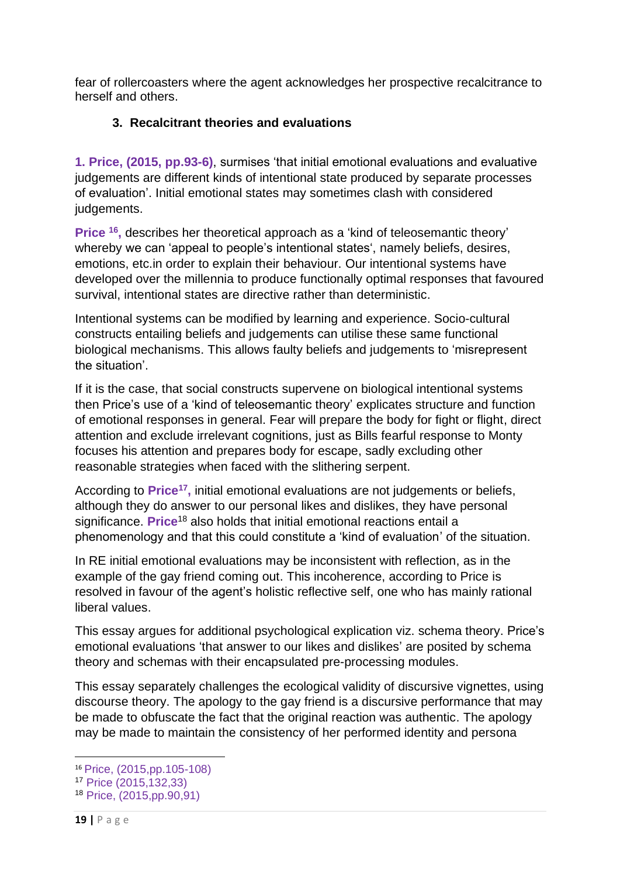fear of rollercoasters where the agent acknowledges her prospective recalcitrance to herself and others.

### 3. Recalcitrant theories and evaluations

**1. Price, (2015, pp.93-6)**, surmises 'that initial emotional evaluations and evaluative judgements are different kinds of intentional state produced by separate processes of evaluation'. Initial emotional states may sometimes clash with considered judgements.

**Price** [16]**,** describes her theoretical approach as a 'kind of teleosemantic theory' whereby we can 'appeal to people's intentional states', namely beliefs, desires, emotions, etc.in order to explain their behaviour. Our intentional systems have developed over the millennia to produce functionally optimal responses that favoured survival, intentional states are directive rather than deterministic.

Intentional systems can be modified by learning and experience. Socio-cultural constructs entailing beliefs and judgements can utilise these same functional biological mechanisms. This allows faulty beliefs and judgements to 'misrepresent the situation'.

If it is the case, that social constructs supervene on biological intentional systems then Price's use of a 'kind of teleosemantic theory' explicates structure and function of emotional responses in general. Fear will prepare the body for fight or flight, direct attention and exclude irrelevant cognitions, just as Bills fearful response to Monty focuses his attention and prepares body for escape, sadly excluding other reasonable strategies when faced with the slithering serpent.

According to **Price**[17]**,** initial emotional evaluations are not judgements or beliefs, although they do answer to our personal likes and dislikes, they have personal significance. **Price**[18] also holds that initial emotional reactions entail a phenomenology and that this could constitute a 'kind of evaluation' of the situation.

In RE initial emotional evaluations may be inconsistent with reflection, as in the example of the gay friend coming out. This incoherence, according to Price is resolved in favour of the agent's holistic reflective self, one who has mainly rational liberal values.

This essay argues for additional psychological explication viz. schema theory. Price's emotional evaluations 'that answer to our likes and dislikes' are posited by schema theory and schemas with their encapsulated pre-processing modules.

This essay separately challenges the ecological validity of discursive vignettes, using discourse theory. The apology to the gay friend is a discursive performance that may be made to obfuscate the fact that the original reaction was authentic. The apology may be made to maintain the consistency of her performed identity and persona

---

[16] Price, (2015,pp.105-108)

[17] Price (2015,132,33)

[18] Price, (2015,pp.90,91)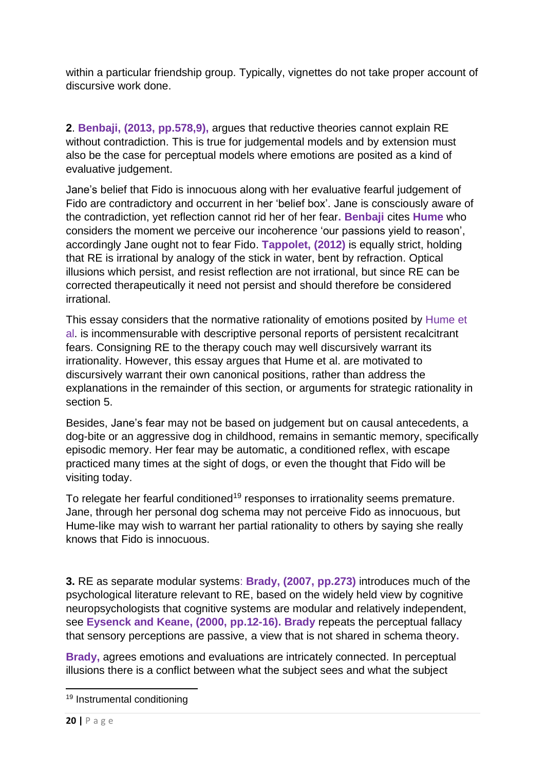within a particular friendship group. Typically, vignettes do not take proper account of discursive work done.

**2**. **Benbaji, (2013, pp.578,9),** argues that reductive theories cannot explain RE without contradiction. This is true for judgemental models and by extension must also be the case for perceptual models where emotions are posited as a kind of evaluative judgement.

Jane's belief that Fido is innocuous along with her evaluative fearful judgement of Fido are contradictory and occurrent in her 'belief box'. Jane is consciously aware of the contradiction, yet reflection cannot rid her of her fear**. Benbaji** cites **Hume** who considers the moment we perceive our incoherence 'our passions yield to reason', accordingly Jane ought not to fear Fido. **Tappolet, (2012)** is equally strict, holding that RE is irrational by analogy of the stick in water, bent by refraction. Optical illusions which persist, and resist reflection are not irrational, but since RE can be corrected therapeutically it need not persist and should therefore be considered irrational.

This essay considers that the normative rationality of emotions posited by Hume et al. is incommensurable with descriptive personal reports of persistent recalcitrant fears. Consigning RE to the therapy couch may well discursively warrant its irrationality. However, this essay argues that Hume et al. are motivated to discursively warrant their own canonical positions, rather than address the explanations in the remainder of this section, or arguments for strategic rationality in section 5.

Besides, Jane's fear may not be based on judgement but on causal antecedents, a dog-bite or an aggressive dog in childhood, remains in semantic memory, specifically episodic memory. Her fear may be automatic, a conditioned reflex, with escape practiced many times at the sight of dogs, or even the thought that Fido will be visiting today.

To relegate her fearful conditioned[19] responses to irrationality seems premature. Jane, through her personal dog schema may not perceive Fido as innocuous, but Hume-like may wish to warrant her partial rationality to others by saying she really knows that Fido is innocuous.

**3.** RE as separate modular systems: **Brady, (2007, pp.273)** introduces much of the psychological literature relevant to RE, based on the widely held view by cognitive neuropsychologists that cognitive systems are modular and relatively independent, see **Eysenck and Keane, (2000, pp.12-16). Brady** repeats the perceptual fallacy that sensory perceptions are passive, a view that is not shared in schema theory**.**

**Brady,** agrees emotions and evaluations are intricately connected. In perceptual illusions there is a conflict between what the subject sees and what the subject

[19] Instrumental conditioning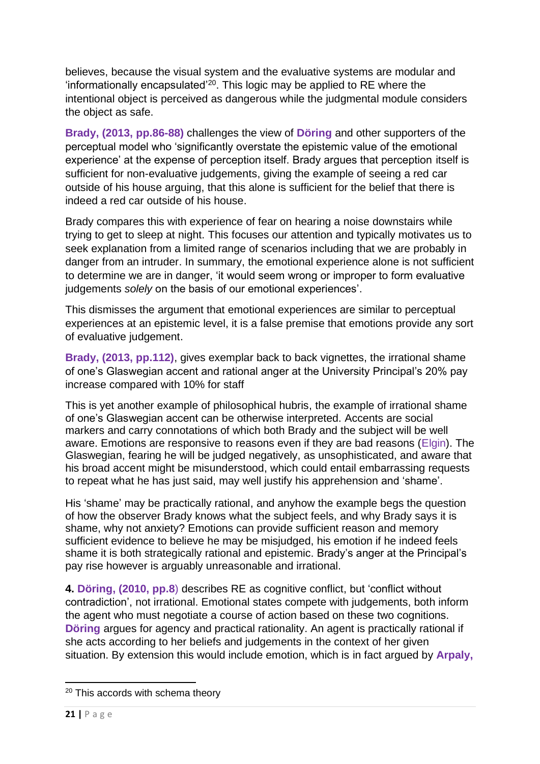believes, because the visual system and the evaluative systems are modular and 'informationally encapsulated'[20]. This logic may be applied to RE where the intentional object is perceived as dangerous while the judgmental module considers the object as safe.

**Brady, (2013, pp.86-88)** challenges the view of **Döring** and other supporters of the perceptual model who 'significantly overstate the epistemic value of the emotional experience' at the expense of perception itself. Brady argues that perception itself is sufficient for non-evaluative judgements, giving the example of seeing a red car outside of his house arguing, that this alone is sufficient for the belief that there is indeed a red car outside of his house.

Brady compares this with experience of fear on hearing a noise downstairs while trying to get to sleep at night. This focuses our attention and typically motivates us to seek explanation from a limited range of scenarios including that we are probably in danger from an intruder. In summary, the emotional experience alone is not sufficient to determine we are in danger, 'it would seem wrong or improper to form evaluative judgements *solely* on the basis of our emotional experiences'.

This dismisses the argument that emotional experiences are similar to perceptual experiences at an epistemic level, it is a false premise that emotions provide any sort of evaluative judgement.

**Brady, (2013, pp.112)**, gives exemplar back to back vignettes, the irrational shame of one's Glaswegian accent and rational anger at the University Principal's 20% pay increase compared with 10% for staff

This is yet another example of philosophical hubris, the example of irrational shame of one's Glaswegian accent can be otherwise interpreted. Accents are social markers and carry connotations of which both Brady and the subject will be well aware. Emotions are responsive to reasons even if they are bad reasons (Elgin). The Glaswegian, fearing he will be judged negatively, as unsophisticated, and aware that his broad accent might be misunderstood, which could entail embarrassing requests to repeat what he has just said, may well justify his apprehension and 'shame'.

His 'shame' may be practically rational, and anyhow the example begs the question of how the observer Brady knows what the subject feels, and why Brady says it is shame, why not anxiety? Emotions can provide sufficient reason and memory sufficient evidence to believe he may be misjudged, his emotion if he indeed feels shame it is both strategically rational and epistemic. Brady's anger at the Principal's pay rise however is arguably unreasonable and irrational.

**4. Döring, (2010, pp.8)** describes RE as cognitive conflict, but 'conflict without contradiction', not irrational. Emotional states compete with judgements, both inform the agent who must negotiate a course of action based on these two cognitions. **Döring** argues for agency and practical rationality. An agent is practically rational if she acts according to her beliefs and judgements in the context of her given situation. By extension this would include emotion, which is in fact argued by **Arpaly,**

[20] This accords with schema theory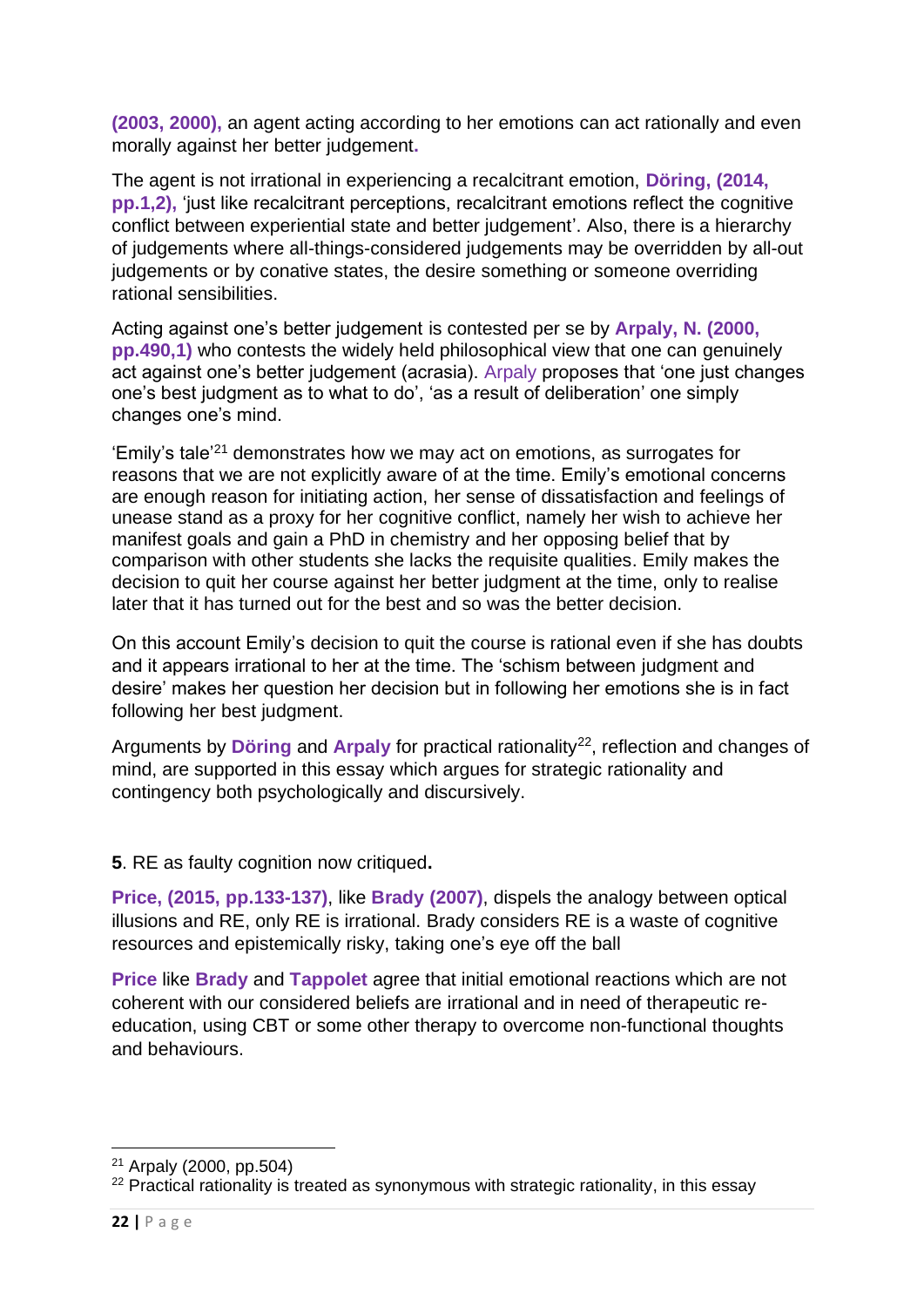**(2003, 2000),** an agent acting according to her emotions can act rationally and even morally against her better judgement**.**

The agent is not irrational in experiencing a recalcitrant emotion, **Döring, (2014, pp.1,2),** 'just like recalcitrant perceptions, recalcitrant emotions reflect the cognitive conflict between experiential state and better judgement'. Also, there is a hierarchy of judgements where all-things-considered judgements may be overridden by all-out judgements or by conative states, the desire something or someone overriding rational sensibilities.

Acting against one's better judgement is contested per se by **Arpaly, N. (2000, pp.490,1)** who contests the widely held philosophical view that one can genuinely act against one's better judgement (acrasia). Arpaly proposes that 'one just changes one's best judgment as to what to do', 'as a result of deliberation' one simply changes one's mind.

'Emily's tale'[21] demonstrates how we may act on emotions, as surrogates for reasons that we are not explicitly aware of at the time. Emily's emotional concerns are enough reason for initiating action, her sense of dissatisfaction and feelings of unease stand as a proxy for her cognitive conflict, namely her wish to achieve her manifest goals and gain a PhD in chemistry and her opposing belief that by comparison with other students she lacks the requisite qualities. Emily makes the decision to quit her course against her better judgment at the time, only to realise later that it has turned out for the best and so was the better decision.

On this account Emily's decision to quit the course is rational even if she has doubts and it appears irrational to her at the time. The 'schism between judgment and desire' makes her question her decision but in following her emotions she is in fact following her best judgment.

Arguments by **Döring** and **Arpaly** for practical rationality[22], reflection and changes of mind, are supported in this essay which argues for strategic rationality and contingency both psychologically and discursively.

**5**. RE as faulty cognition now critiqued**.**

**Price, (2015, pp.133-137)**, like **Brady (2007)**, dispels the analogy between optical illusions and RE, only RE is irrational. Brady considers RE is a waste of cognitive resources and epistemically risky, taking one's eye off the ball

**Price** like **Brady** and **Tappolet** agree that initial emotional reactions which are not coherent with our considered beliefs are irrational and in need of therapeutic re-education, using CBT or some other therapy to overcome non-functional thoughts and behaviours.

---

[21] Arpaly (2000, pp.504)

[22] Practical rationality is treated as synonymous with strategic rationality, in this essay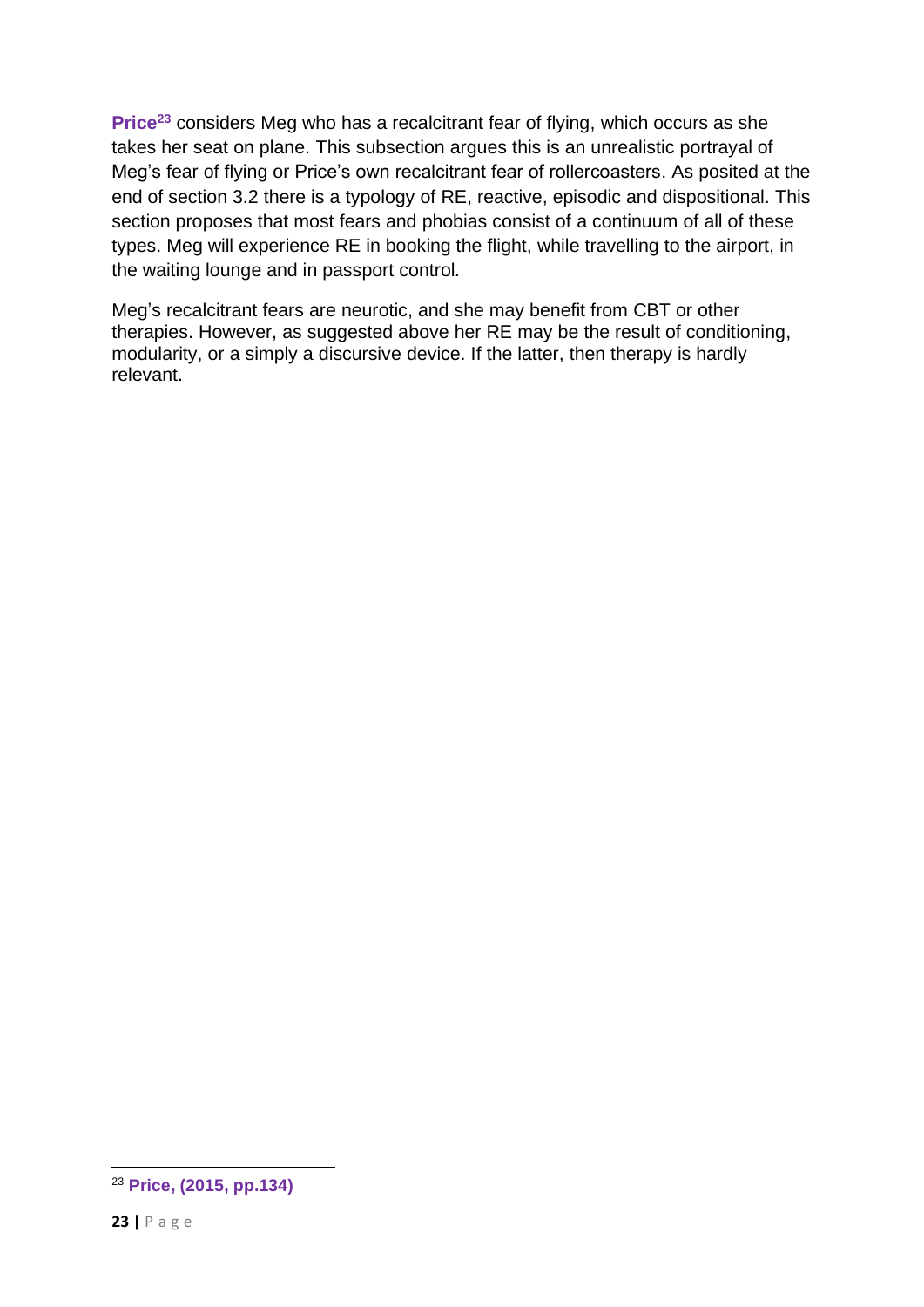**Price**[23] considers Meg who has a recalcitrant fear of flying, which occurs as she takes her seat on plane. This subsection argues this is an unrealistic portrayal of Meg's fear of flying or Price's own recalcitrant fear of rollercoasters. As posited at the end of section 3.2 there is a typology of RE, reactive, episodic and dispositional. This section proposes that most fears and phobias consist of a continuum of all of these types. Meg will experience RE in booking the flight, while travelling to the airport, in the waiting lounge and in passport control.

Meg's recalcitrant fears are neurotic, and she may benefit from CBT or other therapies. However, as suggested above her RE may be the result of conditioning, modularity, or a simply a discursive device. If the latter, then therapy is hardly relevant.

---

[23] **Price, (2015, pp.134)**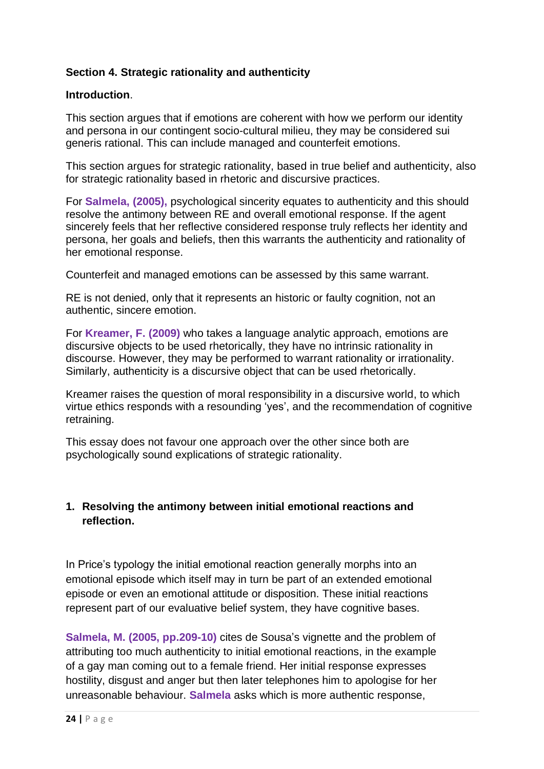**Section 4. Strategic rationality and authenticity**

**Introduction**.

This section argues that if emotions are coherent with how we perform our identity and persona in our contingent socio-cultural milieu, they may be considered sui generis rational. This can include managed and counterfeit emotions.

This section argues for strategic rationality, based in true belief and authenticity, also for strategic rationality based in rhetoric and discursive practices.

For **Salmela, (2005),** psychological sincerity equates to authenticity and this should resolve the antimony between RE and overall emotional response. If the agent sincerely feels that her reflective considered response truly reflects her identity and persona, her goals and beliefs, then this warrants the authenticity and rationality of her emotional response.

Counterfeit and managed emotions can be assessed by this same warrant.

RE is not denied, only that it represents an historic or faulty cognition, not an authentic, sincere emotion.

For **Kreamer, F. (2009)** who takes a language analytic approach, emotions are discursive objects to be used rhetorically, they have no intrinsic rationality in discourse. However, they may be performed to warrant rationality or irrationality. Similarly, authenticity is a discursive object that can be used rhetorically.

Kreamer raises the question of moral responsibility in a discursive world, to which virtue ethics responds with a resounding 'yes', and the recommendation of cognitive retraining.

This essay does not favour one approach over the other since both are psychologically sound explications of strategic rationality.

1. **Resolving the antimony between initial emotional reactions and reflection.**

In Price's typology the initial emotional reaction generally morphs into an emotional episode which itself may in turn be part of an extended emotional episode or even an emotional attitude or disposition. These initial reactions represent part of our evaluative belief system, they have cognitive bases.

**Salmela, M. (2005, pp.209-10)** cites de Sousa's vignette and the problem of attributing too much authenticity to initial emotional reactions, in the example of a gay man coming out to a female friend. Her initial response expresses hostility, disgust and anger but then later telephones him to apologise for her unreasonable behaviour. **Salmela** asks which is more authentic response,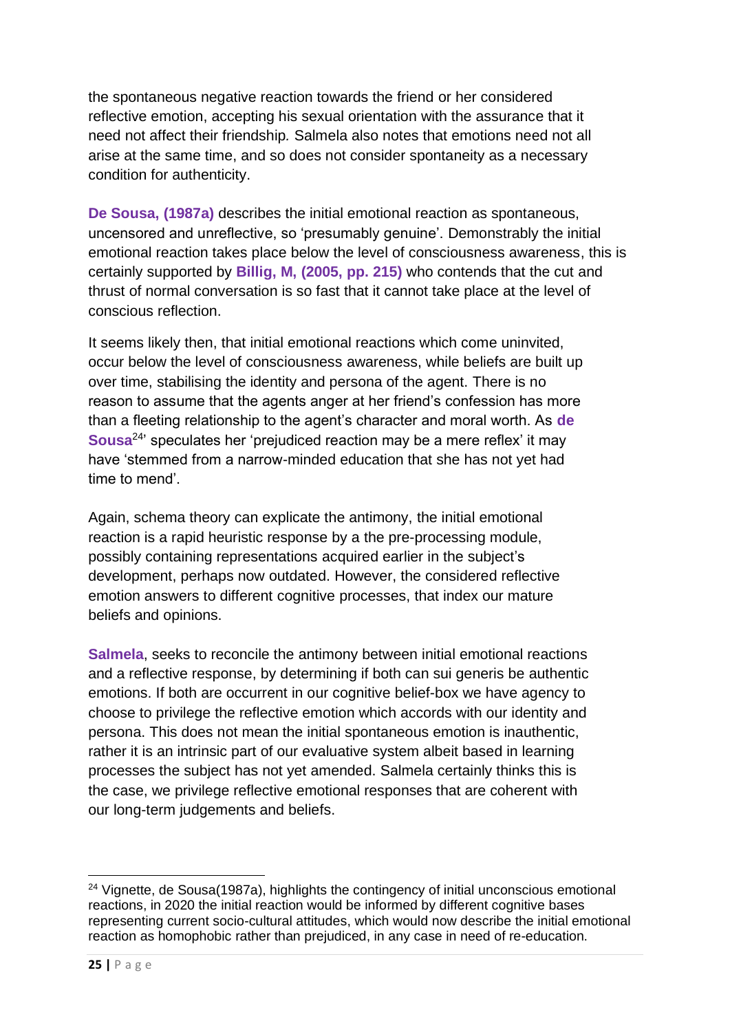the spontaneous negative reaction towards the friend or her considered reflective emotion, accepting his sexual orientation with the assurance that it need not affect their friendship. Salmela also notes that emotions need not all arise at the same time, and so does not consider spontaneity as a necessary condition for authenticity.

**De Sousa, (1987a)** describes the initial emotional reaction as spontaneous, uncensored and unreflective, so 'presumably genuine'. Demonstrably the initial emotional reaction takes place below the level of consciousness awareness, this is certainly supported by **Billig, M, (2005, pp. 215)** who contends that the cut and thrust of normal conversation is so fast that it cannot take place at the level of conscious reflection.

It seems likely then, that initial emotional reactions which come uninvited, occur below the level of consciousness awareness, while beliefs are built up over time, stabilising the identity and persona of the agent. There is no reason to assume that the agents anger at her friend's confession has more than a fleeting relationship to the agent's character and moral worth. As **de Sousa**[24]' speculates her 'prejudiced reaction may be a mere reflex' it may have 'stemmed from a narrow-minded education that she has not yet had time to mend'.

Again, schema theory can explicate the antimony, the initial emotional reaction is a rapid heuristic response by a the pre-processing module, possibly containing representations acquired earlier in the subject's development, perhaps now outdated. However, the considered reflective emotion answers to different cognitive processes, that index our mature beliefs and opinions.

**Salmela**, seeks to reconcile the antimony between initial emotional reactions and a reflective response, by determining if both can sui generis be authentic emotions. If both are occurrent in our cognitive belief-box we have agency to choose to privilege the reflective emotion which accords with our identity and persona. This does not mean the initial spontaneous emotion is inauthentic, rather it is an intrinsic part of our evaluative system albeit based in learning processes the subject has not yet amended. Salmela certainly thinks this is the case, we privilege reflective emotional responses that are coherent with our long-term judgements and beliefs.

---

[24] Vignette, de Sousa(1987a), highlights the contingency of initial unconscious emotional reactions, in 2020 the initial reaction would be informed by different cognitive bases representing current socio-cultural attitudes, which would now describe the initial emotional reaction as homophobic rather than prejudiced, in any case in need of re-education.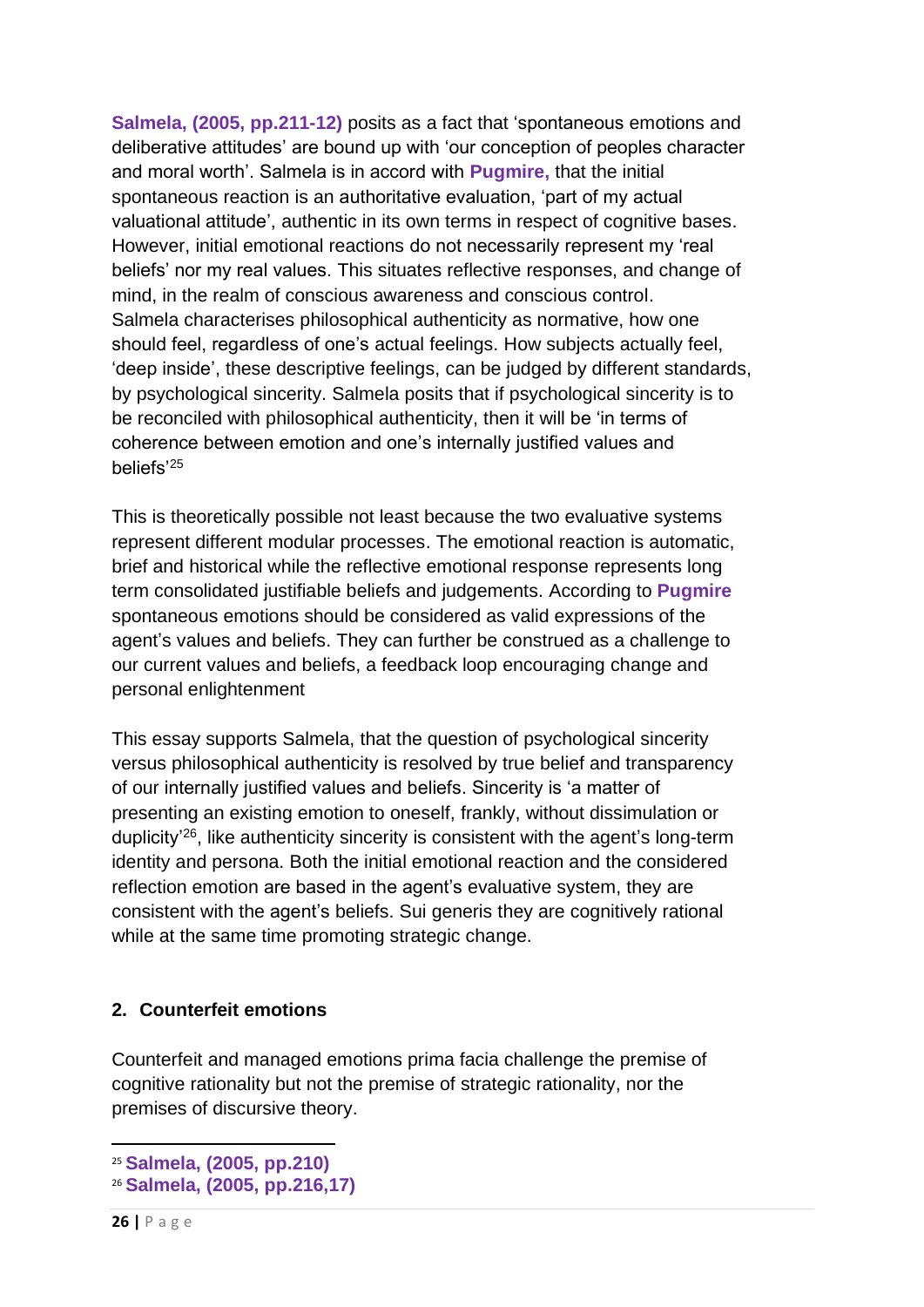**Salmela, (2005, pp.211-12)** posits as a fact that 'spontaneous emotions and deliberative attitudes' are bound up with 'our conception of peoples character and moral worth'. Salmela is in accord with **Pugmire,** that the initial spontaneous reaction is an authoritative evaluation, 'part of my actual valuational attitude', authentic in its own terms in respect of cognitive bases. However, initial emotional reactions do not necessarily represent my 'real beliefs' nor my real values. This situates reflective responses, and change of mind, in the realm of conscious awareness and conscious control. Salmela characterises philosophical authenticity as normative, how one should feel, regardless of one's actual feelings. How subjects actually feel, 'deep inside', these descriptive feelings, can be judged by different standards, by psychological sincerity. Salmela posits that if psychological sincerity is to be reconciled with philosophical authenticity, then it will be 'in terms of coherence between emotion and one's internally justified values and beliefs'[25]

This is theoretically possible not least because the two evaluative systems represent different modular processes. The emotional reaction is automatic, brief and historical while the reflective emotional response represents long term consolidated justifiable beliefs and judgements. According to **Pugmire** spontaneous emotions should be considered as valid expressions of the agent's values and beliefs. They can further be construed as a challenge to our current values and beliefs, a feedback loop encouraging change and personal enlightenment

This essay supports Salmela, that the question of psychological sincerity versus philosophical authenticity is resolved by true belief and transparency of our internally justified values and beliefs. Sincerity is 'a matter of presenting an existing emotion to oneself, frankly, without dissimulation or duplicity'[26], like authenticity sincerity is consistent with the agent's long-term identity and persona. Both the initial emotional reaction and the considered reflection emotion are based in the agent's evaluative system, they are consistent with the agent's beliefs. Sui generis they are cognitively rational while at the same time promoting strategic change.

## 2. Counterfeit emotions

Counterfeit and managed emotions prima facia challenge the premise of cognitive rationality but not the premise of strategic rationality, nor the premises of discursive theory.

---

[25] **Salmela, (2005, pp.210)**

[26] **Salmela, (2005, pp.216,17)**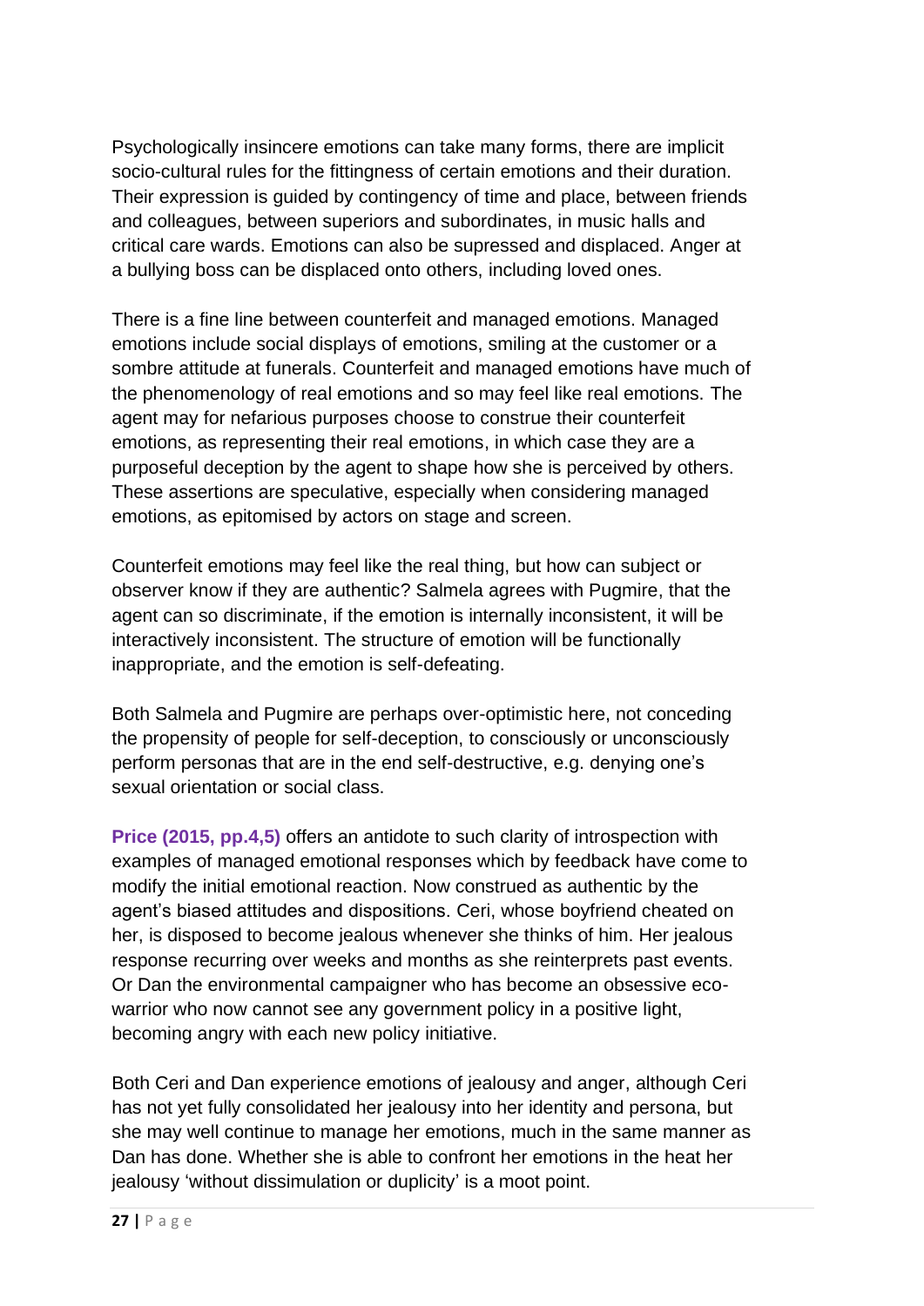Psychologically insincere emotions can take many forms, there are implicit socio-cultural rules for the fittingness of certain emotions and their duration. Their expression is guided by contingency of time and place, between friends and colleagues, between superiors and subordinates, in music halls and critical care wards. Emotions can also be supressed and displaced. Anger at a bullying boss can be displaced onto others, including loved ones.

There is a fine line between counterfeit and managed emotions. Managed emotions include social displays of emotions, smiling at the customer or a sombre attitude at funerals. Counterfeit and managed emotions have much of the phenomenology of real emotions and so may feel like real emotions. The agent may for nefarious purposes choose to construe their counterfeit emotions, as representing their real emotions, in which case they are a purposeful deception by the agent to shape how she is perceived by others. These assertions are speculative, especially when considering managed emotions, as epitomised by actors on stage and screen.

Counterfeit emotions may feel like the real thing, but how can subject or observer know if they are authentic? Salmela agrees with Pugmire, that the agent can so discriminate, if the emotion is internally inconsistent, it will be interactively inconsistent. The structure of emotion will be functionally inappropriate, and the emotion is self-defeating.

Both Salmela and Pugmire are perhaps over-optimistic here, not conceding the propensity of people for self-deception, to consciously or unconsciously perform personas that are in the end self-destructive, e.g. denying one's sexual orientation or social class.

**Price (2015, pp.4,5)** offers an antidote to such clarity of introspection with examples of managed emotional responses which by feedback have come to modify the initial emotional reaction. Now construed as authentic by the agent's biased attitudes and dispositions. Ceri, whose boyfriend cheated on her, is disposed to become jealous whenever she thinks of him. Her jealous response recurring over weeks and months as she reinterprets past events. Or Dan the environmental campaigner who has become an obsessive eco-warrior who now cannot see any government policy in a positive light, becoming angry with each new policy initiative.

Both Ceri and Dan experience emotions of jealousy and anger, although Ceri has not yet fully consolidated her jealousy into her identity and persona, but she may well continue to manage her emotions, much in the same manner as Dan has done. Whether she is able to confront her emotions in the heat her jealousy 'without dissimulation or duplicity' is a moot point.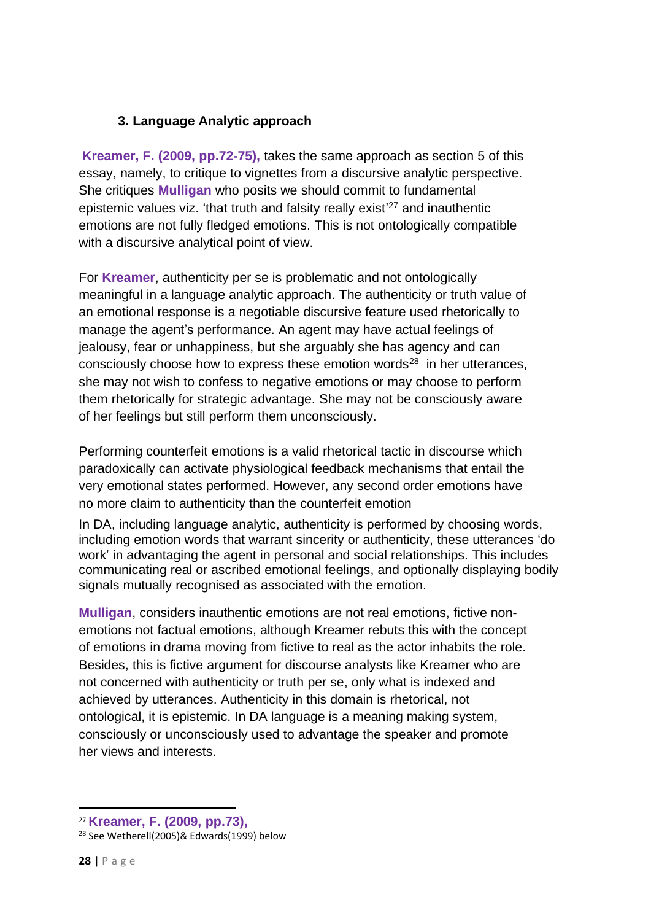### 3. Language Analytic approach

**Kreamer, F. (2009, pp.72-75),** takes the same approach as section 5 of this essay, namely, to critique to vignettes from a discursive analytic perspective. She critiques **Mulligan** who posits we should commit to fundamental epistemic values viz. 'that truth and falsity really exist'[27] and inauthentic emotions are not fully fledged emotions. This is not ontologically compatible with a discursive analytical point of view.

For **Kreamer**, authenticity per se is problematic and not ontologically meaningful in a language analytic approach. The authenticity or truth value of an emotional response is a negotiable discursive feature used rhetorically to manage the agent's performance. An agent may have actual feelings of jealousy, fear or unhappiness, but she arguably she has agency and can consciously choose how to express these emotion words[28] in her utterances, she may not wish to confess to negative emotions or may choose to perform them rhetorically for strategic advantage. She may not be consciously aware of her feelings but still perform them unconsciously.

Performing counterfeit emotions is a valid rhetorical tactic in discourse which paradoxically can activate physiological feedback mechanisms that entail the very emotional states performed. However, any second order emotions have no more claim to authenticity than the counterfeit emotion

In DA, including language analytic, authenticity is performed by choosing words, including emotion words that warrant sincerity or authenticity, these utterances 'do work' in advantaging the agent in personal and social relationships. This includes communicating real or ascribed emotional feelings, and optionally displaying bodily signals mutually recognised as associated with the emotion.

**Mulligan**, considers inauthentic emotions are not real emotions, fictive non-emotions not factual emotions, although Kreamer rebuts this with the concept of emotions in drama moving from fictive to real as the actor inhabits the role. Besides, this is fictive argument for discourse analysts like Kreamer who are not concerned with authenticity or truth per se, only what is indexed and achieved by utterances. Authenticity in this domain is rhetorical, not ontological, it is epistemic. In DA language is a meaning making system, consciously or unconsciously used to advantage the speaker and promote her views and interests.

---

[27] **Kreamer, F. (2009, pp.73),**

[28] See Wetherell(2005)& Edwards(1999) below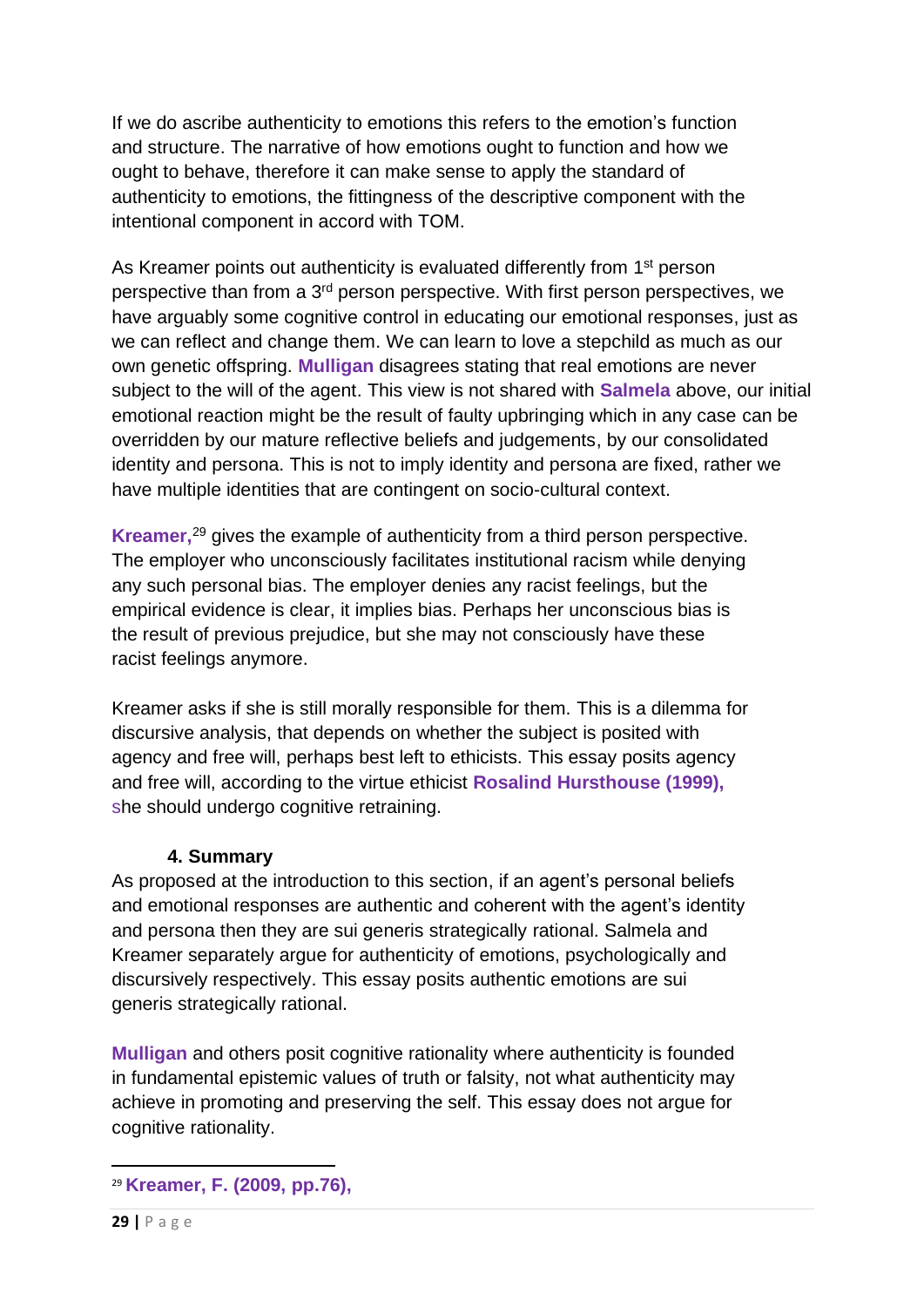If we do ascribe authenticity to emotions this refers to the emotion's function and structure. The narrative of how emotions ought to function and how we ought to behave, therefore it can make sense to apply the standard of authenticity to emotions, the fittingness of the descriptive component with the intentional component in accord with TOM.

As Kreamer points out authenticity is evaluated differently from 1st person perspective than from a 3rd person perspective. With first person perspectives, we have arguably some cognitive control in educating our emotional responses, just as we can reflect and change them. We can learn to love a stepchild as much as our own genetic offspring. **Mulligan** disagrees stating that real emotions are never subject to the will of the agent. This view is not shared with **Salmela** above, our initial emotional reaction might be the result of faulty upbringing which in any case can be overridden by our mature reflective beliefs and judgements, by our consolidated identity and persona. This is not to imply identity and persona are fixed, rather we have multiple identities that are contingent on socio-cultural context.

**Kreamer,**[29] gives the example of authenticity from a third person perspective. The employer who unconsciously facilitates institutional racism while denying any such personal bias. The employer denies any racist feelings, but the empirical evidence is clear, it implies bias. Perhaps her unconscious bias is the result of previous prejudice, but she may not consciously have these racist feelings anymore.

Kreamer asks if she is still morally responsible for them. This is a dilemma for discursive analysis, that depends on whether the subject is posited with agency and free will, perhaps best left to ethicists. This essay posits agency and free will, according to the virtue ethicist **Rosalind Hursthouse (1999),** she should undergo cognitive retraining.

### 4. Summary

As proposed at the introduction to this section, if an agent's personal beliefs and emotional responses are authentic and coherent with the agent's identity and persona then they are sui generis strategically rational. Salmela and Kreamer separately argue for authenticity of emotions, psychologically and discursively respectively. This essay posits authentic emotions are sui generis strategically rational.

**Mulligan** and others posit cognitive rationality where authenticity is founded in fundamental epistemic values of truth or falsity, not what authenticity may achieve in promoting and preserving the self. This essay does not argue for cognitive rationality.

---

[29] **Kreamer, F. (2009, pp.76),**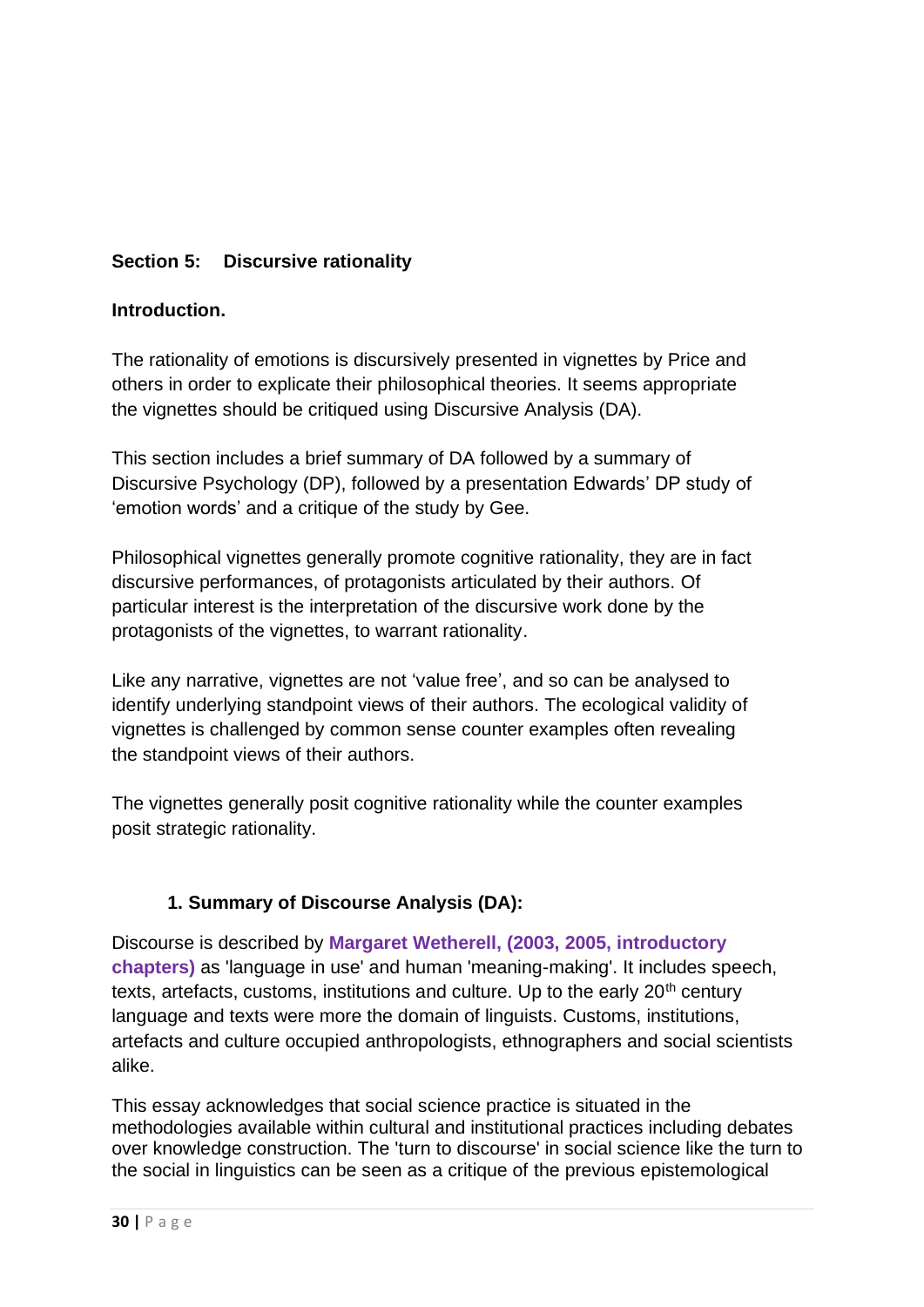**Section 5: Discursive rationality**

**Introduction.**

The rationality of emotions is discursively presented in vignettes by Price and others in order to explicate their philosophical theories. It seems appropriate the vignettes should be critiqued using Discursive Analysis (DA).

This section includes a brief summary of DA followed by a summary of Discursive Psychology (DP), followed by a presentation Edwards' DP study of 'emotion words' and a critique of the study by Gee.

Philosophical vignettes generally promote cognitive rationality, they are in fact discursive performances, of protagonists articulated by their authors. Of particular interest is the interpretation of the discursive work done by the protagonists of the vignettes, to warrant rationality.

Like any narrative, vignettes are not 'value free', and so can be analysed to identify underlying standpoint views of their authors. The ecological validity of vignettes is challenged by common sense counter examples often revealing the standpoint views of their authors.

The vignettes generally posit cognitive rationality while the counter examples posit strategic rationality.

1. **Summary of Discourse Analysis (DA):**

Discourse is described by **Margaret Wetherell, (2003, 2005, introductory chapters)** as 'language in use' and human 'meaning-making'. It includes speech, texts, artefacts, customs, institutions and culture. Up to the early 20th century language and texts were more the domain of linguists. Customs, institutions, artefacts and culture occupied anthropologists, ethnographers and social scientists alike.

This essay acknowledges that social science practice is situated in the methodologies available within cultural and institutional practices including debates over knowledge construction. The 'turn to discourse' in social science like the turn to the social in linguistics can be seen as a critique of the previous epistemological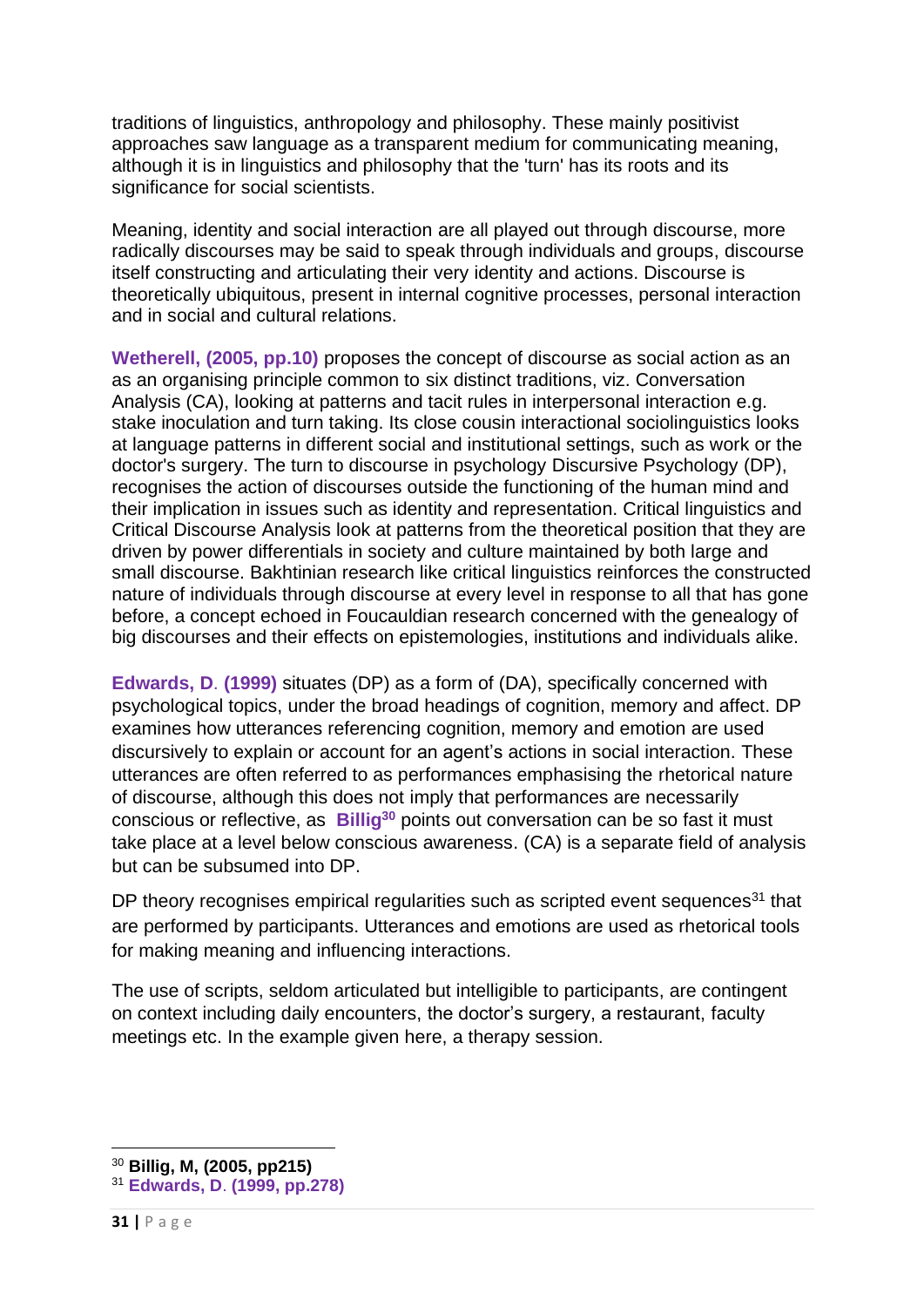traditions of linguistics, anthropology and philosophy. These mainly positivist approaches saw language as a transparent medium for communicating meaning, although it is in linguistics and philosophy that the 'turn' has its roots and its significance for social scientists.

Meaning, identity and social interaction are all played out through discourse, more radically discourses may be said to speak through individuals and groups, discourse itself constructing and articulating their very identity and actions. Discourse is theoretically ubiquitous, present in internal cognitive processes, personal interaction and in social and cultural relations.

**Wetherell, (2005, pp.10)** proposes the concept of discourse as social action as an as an organising principle common to six distinct traditions, viz. Conversation Analysis (CA), looking at patterns and tacit rules in interpersonal interaction e.g. stake inoculation and turn taking. Its close cousin interactional sociolinguistics looks at language patterns in different social and institutional settings, such as work or the doctor's surgery. The turn to discourse in psychology Discursive Psychology (DP), recognises the action of discourses outside the functioning of the human mind and their implication in issues such as identity and representation. Critical linguistics and Critical Discourse Analysis look at patterns from the theoretical position that they are driven by power differentials in society and culture maintained by both large and small discourse. Bakhtinian research like critical linguistics reinforces the constructed nature of individuals through discourse at every level in response to all that has gone before, a concept echoed in Foucauldian research concerned with the genealogy of big discourses and their effects on epistemologies, institutions and individuals alike.

**Edwards, D. (1999)** situates (DP) as a form of (DA), specifically concerned with psychological topics, under the broad headings of cognition, memory and affect. DP examines how utterances referencing cognition, memory and emotion are used discursively to explain or account for an agent's actions in social interaction. These utterances are often referred to as performances emphasising the rhetorical nature of discourse, although this does not imply that performances are necessarily conscious or reflective, as **Billig**[30] points out conversation can be so fast it must take place at a level below conscious awareness. (CA) is a separate field of analysis but can be subsumed into DP.

DP theory recognises empirical regularities such as scripted event sequences[31] that are performed by participants. Utterances and emotions are used as rhetorical tools for making meaning and influencing interactions.

The use of scripts, seldom articulated but intelligible to participants, are contingent on context including daily encounters, the doctor's surgery, a restaurant, faculty meetings etc. In the example given here, a therapy session.

---

[30] **Billig, M, (2005, pp215)**

[31] **Edwards, D. (1999, pp.278)**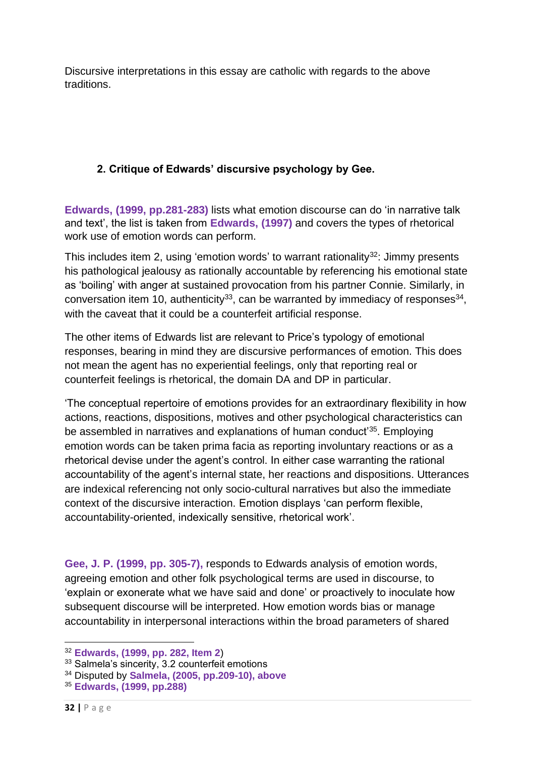Discursive interpretations in this essay are catholic with regards to the above traditions.

### 2. Critique of Edwards' discursive psychology by Gee.

**Edwards, (1999, pp.281-283)** lists what emotion discourse can do 'in narrative talk and text', the list is taken from **Edwards, (1997)** and covers the types of rhetorical work use of emotion words can perform.

This includes item 2, using 'emotion words' to warrant rationality[32]: Jimmy presents his pathological jealousy as rationally accountable by referencing his emotional state as 'boiling' with anger at sustained provocation from his partner Connie. Similarly, in conversation item 10, authenticity[33], can be warranted by immediacy of responses[34], with the caveat that it could be a counterfeit artificial response.

The other items of Edwards list are relevant to Price's typology of emotional responses, bearing in mind they are discursive performances of emotion. This does not mean the agent has no experiential feelings, only that reporting real or counterfeit feelings is rhetorical, the domain DA and DP in particular.

'The conceptual repertoire of emotions provides for an extraordinary flexibility in how actions, reactions, dispositions, motives and other psychological characteristics can be assembled in narratives and explanations of human conduct'[35]. Employing emotion words can be taken prima facia as reporting involuntary reactions or as a rhetorical devise under the agent's control. In either case warranting the rational accountability of the agent's internal state, her reactions and dispositions. Utterances are indexical referencing not only socio-cultural narratives but also the immediate context of the discursive interaction. Emotion displays 'can perform flexible, accountability-oriented, indexically sensitive, rhetorical work'.

**Gee, J. P. (1999, pp. 305-7),** responds to Edwards analysis of emotion words, agreeing emotion and other folk psychological terms are used in discourse, to 'explain or exonerate what we have said and done' or proactively to inoculate how subsequent discourse will be interpreted. How emotion words bias or manage accountability in interpersonal interactions within the broad parameters of shared

---

[32] **Edwards, (1999, pp. 282, Item 2**)

[33] Salmela's sincerity, 3.2 counterfeit emotions

[34] Disputed by **Salmela, (2005, pp.209-10), above**

[35] **Edwards, (1999, pp.288)**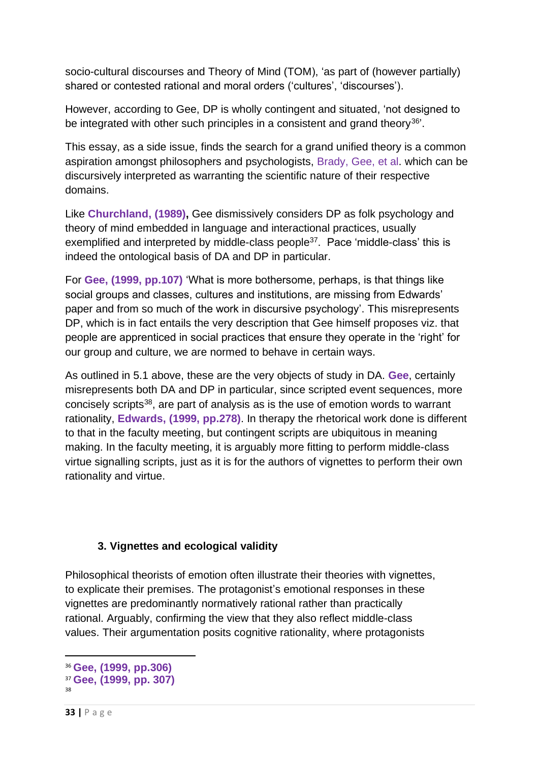socio-cultural discourses and Theory of Mind (TOM), 'as part of (however partially) shared or contested rational and moral orders ('cultures', 'discourses').

However, according to Gee, DP is wholly contingent and situated, 'not designed to be integrated with other such principles in a consistent and grand theory[36]'.

This essay, as a side issue, finds the search for a grand unified theory is a common aspiration amongst philosophers and psychologists, Brady, Gee, et al. which can be discursively interpreted as warranting the scientific nature of their respective domains.

Like **Churchland, (1989),** Gee dismissively considers DP as folk psychology and theory of mind embedded in language and interactional practices, usually exemplified and interpreted by middle-class people[37]. Pace 'middle-class' this is indeed the ontological basis of DA and DP in particular.

For **Gee, (1999, pp.107)** 'What is more bothersome, perhaps, is that things like social groups and classes, cultures and institutions, are missing from Edwards' paper and from so much of the work in discursive psychology'. This misrepresents DP, which is in fact entails the very description that Gee himself proposes viz. that people are apprenticed in social practices that ensure they operate in the 'right' for our group and culture, we are normed to behave in certain ways.

As outlined in 5.1 above, these are the very objects of study in DA. **Gee**, certainly misrepresents both DA and DP in particular, since scripted event sequences, more concisely scripts[38], are part of analysis as is the use of emotion words to warrant rationality, **Edwards, (1999, pp.278)**. In therapy the rhetorical work done is different to that in the faculty meeting, but contingent scripts are ubiquitous in meaning making. In the faculty meeting, it is arguably more fitting to perform middle-class virtue signalling scripts, just as it is for the authors of vignettes to perform their own rationality and virtue.

### 3. Vignettes and ecological validity

Philosophical theorists of emotion often illustrate their theories with vignettes, to explicate their premises. The protagonist's emotional responses in these vignettes are predominantly normatively rational rather than practically rational. Arguably, confirming the view that they also reflect middle-class values. Their argumentation posits cognitive rationality, where protagonists

---

[36] **Gee, (1999, pp.306)**
[37] **Gee, (1999, pp. 307)**
[38]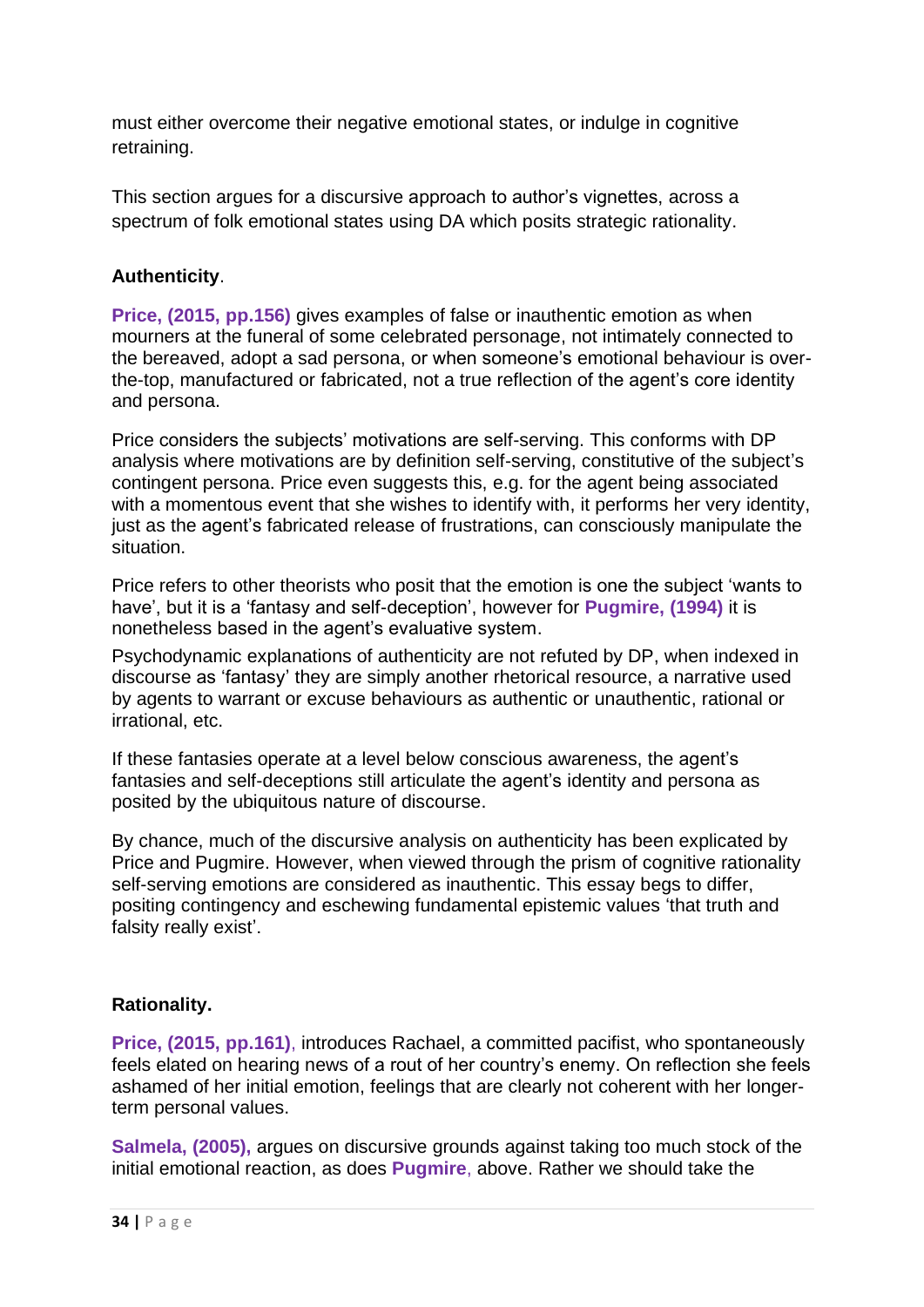must either overcome their negative emotional states, or indulge in cognitive retraining.

This section argues for a discursive approach to author's vignettes, across a spectrum of folk emotional states using DA which posits strategic rationality.

**Authenticity**.

**Price, (2015, pp.156)** gives examples of false or inauthentic emotion as when mourners at the funeral of some celebrated personage, not intimately connected to the bereaved, adopt a sad persona, or when someone's emotional behaviour is over-the-top, manufactured or fabricated, not a true reflection of the agent's core identity and persona.

Price considers the subjects' motivations are self-serving. This conforms with DP analysis where motivations are by definition self-serving, constitutive of the subject's contingent persona. Price even suggests this, e.g. for the agent being associated with a momentous event that she wishes to identify with, it performs her very identity, just as the agent's fabricated release of frustrations, can consciously manipulate the situation.

Price refers to other theorists who posit that the emotion is one the subject 'wants to have', but it is a 'fantasy and self-deception', however for **Pugmire, (1994)** it is nonetheless based in the agent's evaluative system.

Psychodynamic explanations of authenticity are not refuted by DP, when indexed in discourse as 'fantasy' they are simply another rhetorical resource, a narrative used by agents to warrant or excuse behaviours as authentic or unauthentic, rational or irrational, etc.

If these fantasies operate at a level below conscious awareness, the agent's fantasies and self-deceptions still articulate the agent's identity and persona as posited by the ubiquitous nature of discourse.

By chance, much of the discursive analysis on authenticity has been explicated by Price and Pugmire. However, when viewed through the prism of cognitive rationality self-serving emotions are considered as inauthentic. This essay begs to differ, positing contingency and eschewing fundamental epistemic values 'that truth and falsity really exist'.

**Rationality.**

**Price, (2015, pp.161)**, introduces Rachael, a committed pacifist, who spontaneously feels elated on hearing news of a rout of her country's enemy. On reflection she feels ashamed of her initial emotion, feelings that are clearly not coherent with her longer-term personal values.

**Salmela, (2005),** argues on discursive grounds against taking too much stock of the initial emotional reaction, as does **Pugmire**, above. Rather we should take the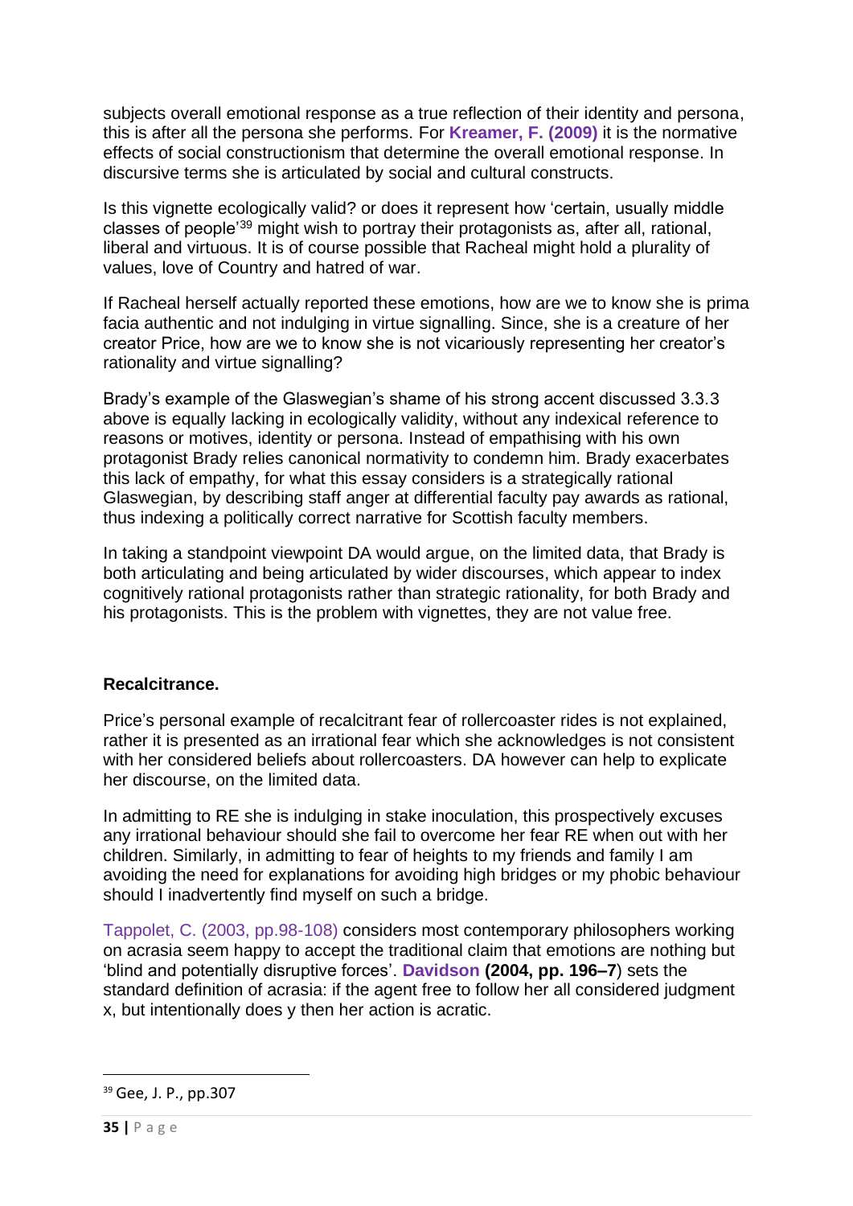subjects overall emotional response as a true reflection of their identity and persona, this is after all the persona she performs. For **Kreamer, F. (2009)** it is the normative effects of social constructionism that determine the overall emotional response. In discursive terms she is articulated by social and cultural constructs.

Is this vignette ecologically valid? or does it represent how 'certain, usually middle classes of people'[39] might wish to portray their protagonists as, after all, rational, liberal and virtuous. It is of course possible that Racheal might hold a plurality of values, love of Country and hatred of war.

If Racheal herself actually reported these emotions, how are we to know she is prima facia authentic and not indulging in virtue signalling. Since, she is a creature of her creator Price, how are we to know she is not vicariously representing her creator's rationality and virtue signalling?

Brady's example of the Glaswegian's shame of his strong accent discussed 3.3.3 above is equally lacking in ecologically validity, without any indexical reference to reasons or motives, identity or persona. Instead of empathising with his own protagonist Brady relies canonical normativity to condemn him. Brady exacerbates this lack of empathy, for what this essay considers is a strategically rational Glaswegian, by describing staff anger at differential faculty pay awards as rational, thus indexing a politically correct narrative for Scottish faculty members.

In taking a standpoint viewpoint DA would argue, on the limited data, that Brady is both articulating and being articulated by wider discourses, which appear to index cognitively rational protagonists rather than strategic rationality, for both Brady and his protagonists. This is the problem with vignettes, they are not value free.

## Recalcitrance.

Price's personal example of recalcitrant fear of rollercoaster rides is not explained, rather it is presented as an irrational fear which she acknowledges is not consistent with her considered beliefs about rollercoasters. DA however can help to explicate her discourse, on the limited data.

In admitting to RE she is indulging in stake inoculation, this prospectively excuses any irrational behaviour should she fail to overcome her fear RE when out with her children. Similarly, in admitting to fear of heights to my friends and family I am avoiding the need for explanations for avoiding high bridges or my phobic behaviour should I inadvertently find myself on such a bridge.

Tappolet, C. (2003, pp.98-108) considers most contemporary philosophers working on acrasia seem happy to accept the traditional claim that emotions are nothing but 'blind and potentially disruptive forces'. **Davidson (2004, pp. 196–7**) sets the standard definition of acrasia: if the agent free to follow her all considered judgment x, but intentionally does y then her action is acratic.

[39] Gee, J. P., pp.307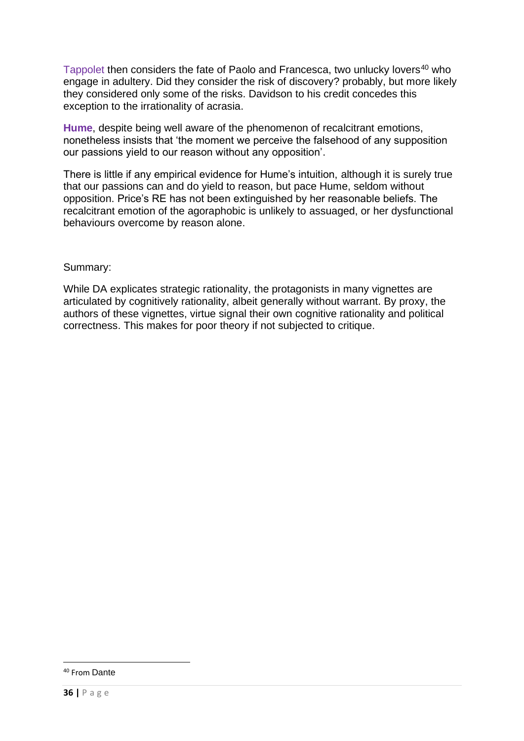Tappolet then considers the fate of Paolo and Francesca, two unlucky lovers[40] who engage in adultery. Did they consider the risk of discovery? probably, but more likely they considered only some of the risks. Davidson to his credit concedes this exception to the irrationality of acrasia.

**Hume**, despite being well aware of the phenomenon of recalcitrant emotions, nonetheless insists that 'the moment we perceive the falsehood of any supposition our passions yield to our reason without any opposition'.

There is little if any empirical evidence for Hume's intuition, although it is surely true that our passions can and do yield to reason, but pace Hume, seldom without opposition. Price's RE has not been extinguished by her reasonable beliefs. The recalcitrant emotion of the agoraphobic is unlikely to assuaged, or her dysfunctional behaviours overcome by reason alone.

Summary:

While DA explicates strategic rationality, the protagonists in many vignettes are articulated by cognitively rationality, albeit generally without warrant. By proxy, the authors of these vignettes, virtue signal their own cognitive rationality and political correctness. This makes for poor theory if not subjected to critique.

[40] From Dante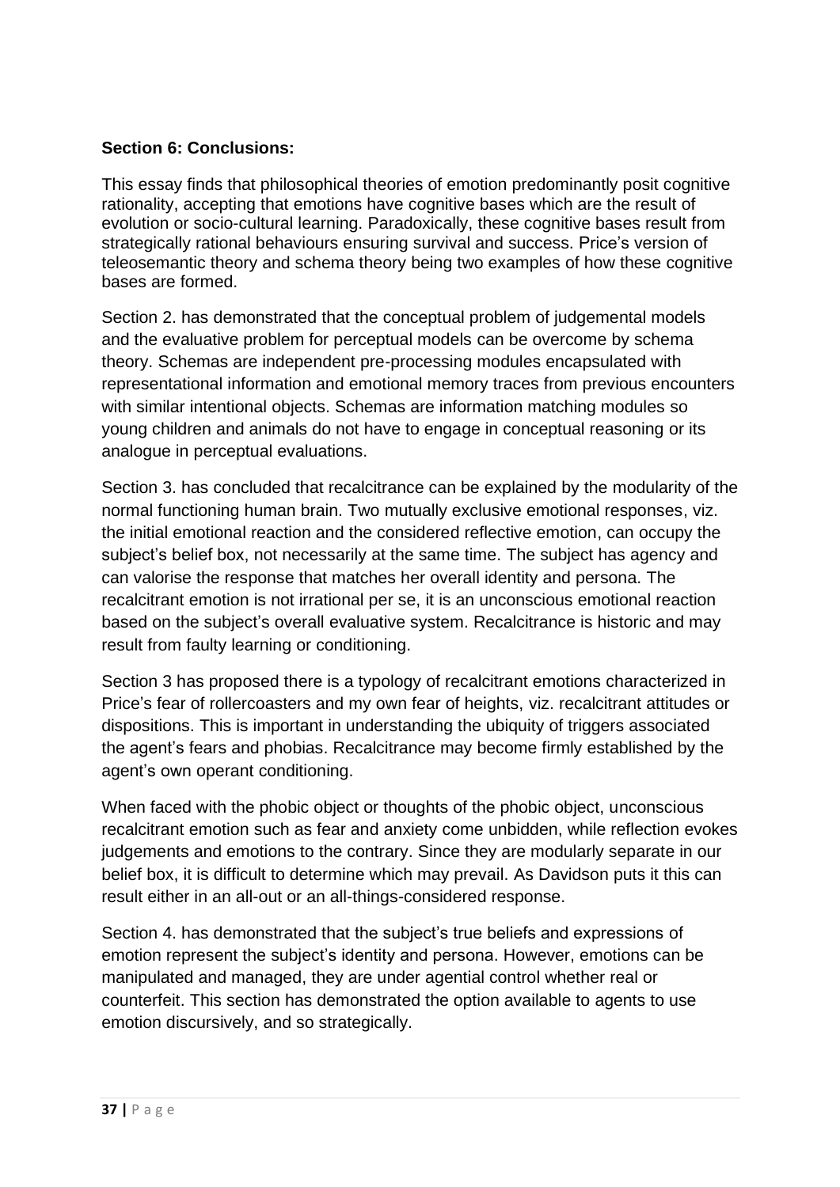**Section 6: Conclusions:**

This essay finds that philosophical theories of emotion predominantly posit cognitive rationality, accepting that emotions have cognitive bases which are the result of evolution or socio-cultural learning. Paradoxically, these cognitive bases result from strategically rational behaviours ensuring survival and success. Price's version of teleosemantic theory and schema theory being two examples of how these cognitive bases are formed.

Section 2. has demonstrated that the conceptual problem of judgemental models and the evaluative problem for perceptual models can be overcome by schema theory. Schemas are independent pre-processing modules encapsulated with representational information and emotional memory traces from previous encounters with similar intentional objects. Schemas are information matching modules so young children and animals do not have to engage in conceptual reasoning or its analogue in perceptual evaluations.

Section 3. has concluded that recalcitrance can be explained by the modularity of the normal functioning human brain. Two mutually exclusive emotional responses, viz. the initial emotional reaction and the considered reflective emotion, can occupy the subject's belief box, not necessarily at the same time. The subject has agency and can valorise the response that matches her overall identity and persona. The recalcitrant emotion is not irrational per se, it is an unconscious emotional reaction based on the subject's overall evaluative system. Recalcitrance is historic and may result from faulty learning or conditioning.

Section 3 has proposed there is a typology of recalcitrant emotions characterized in Price's fear of rollercoasters and my own fear of heights, viz. recalcitrant attitudes or dispositions. This is important in understanding the ubiquity of triggers associated the agent's fears and phobias. Recalcitrance may become firmly established by the agent's own operant conditioning.

When faced with the phobic object or thoughts of the phobic object, unconscious recalcitrant emotion such as fear and anxiety come unbidden, while reflection evokes judgements and emotions to the contrary. Since they are modularly separate in our belief box, it is difficult to determine which may prevail. As Davidson puts it this can result either in an all-out or an all-things-considered response.

Section 4. has demonstrated that the subject's true beliefs and expressions of emotion represent the subject's identity and persona. However, emotions can be manipulated and managed, they are under agential control whether real or counterfeit. This section has demonstrated the option available to agents to use emotion discursively, and so strategically.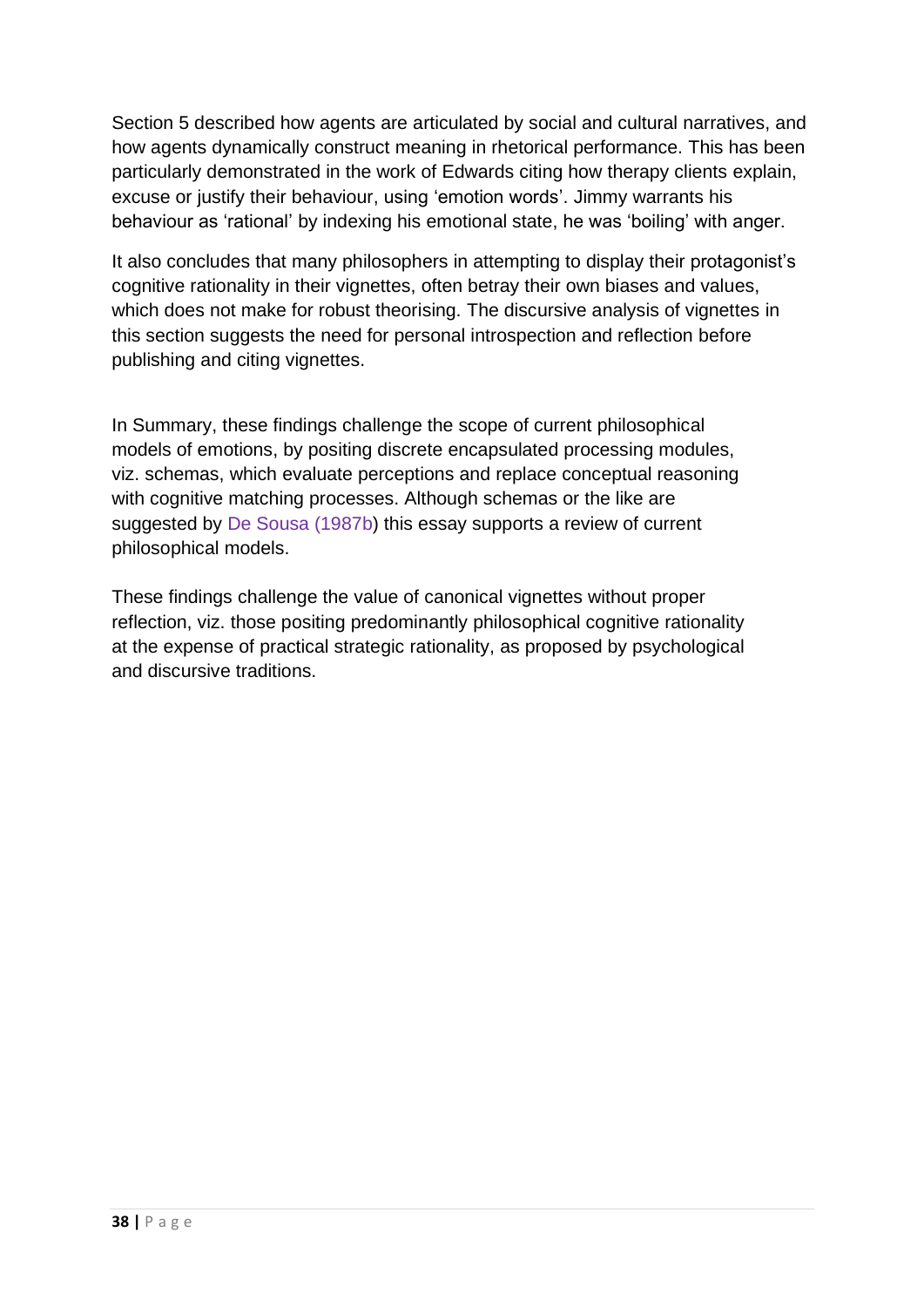Section 5 described how agents are articulated by social and cultural narratives, and how agents dynamically construct meaning in rhetorical performance. This has been particularly demonstrated in the work of Edwards citing how therapy clients explain, excuse or justify their behaviour, using 'emotion words'. Jimmy warrants his behaviour as 'rational' by indexing his emotional state, he was 'boiling' with anger.

It also concludes that many philosophers in attempting to display their protagonist's cognitive rationality in their vignettes, often betray their own biases and values, which does not make for robust theorising. The discursive analysis of vignettes in this section suggests the need for personal introspection and reflection before publishing and citing vignettes.

In Summary, these findings challenge the scope of current philosophical models of emotions, by positing discrete encapsulated processing modules, viz. schemas, which evaluate perceptions and replace conceptual reasoning with cognitive matching processes. Although schemas or the like are suggested by De Sousa (1987b) this essay supports a review of current philosophical models.

These findings challenge the value of canonical vignettes without proper reflection, viz. those positing predominantly philosophical cognitive rationality at the expense of practical strategic rationality, as proposed by psychological and discursive traditions.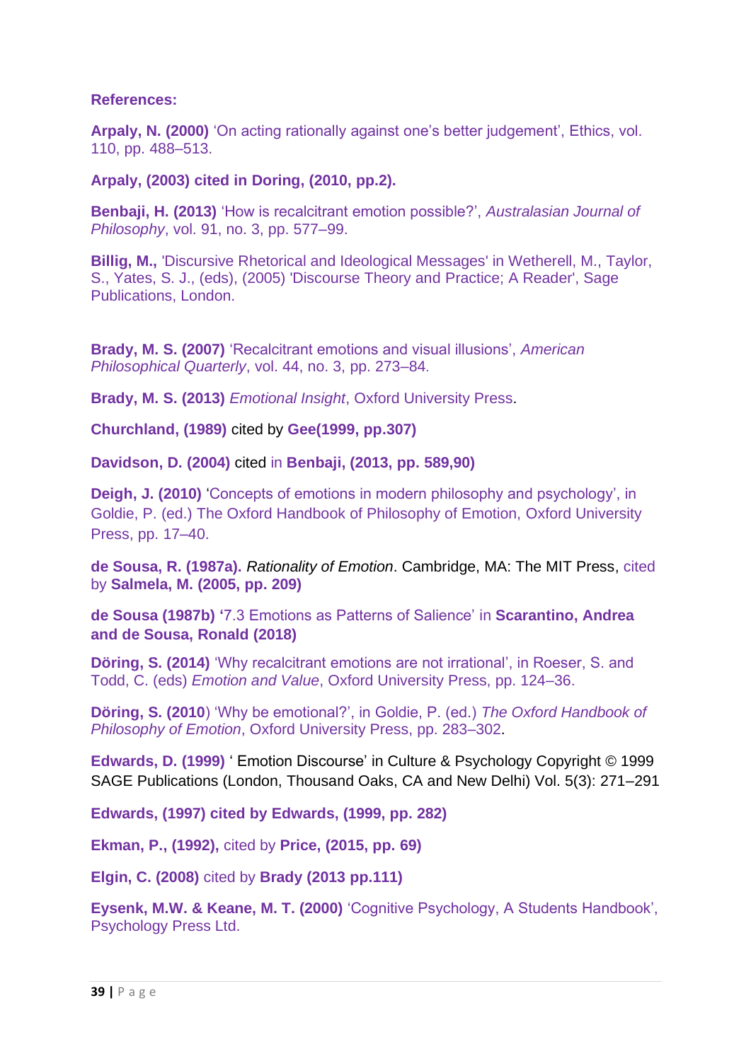**References:**

**Arpaly, N. (2000)** 'On acting rationally against one's better judgement', Ethics, vol. 110, pp. 488–513.

**Arpaly, (2003) cited in Doring, (2010, pp.2).**

**Benbaji, H. (2013)** 'How is recalcitrant emotion possible?', *Australasian Journal of Philosophy*, vol. 91, no. 3, pp. 577–99.

**Billig, M.,** 'Discursive Rhetorical and Ideological Messages' in Wetherell, M., Taylor, S., Yates, S. J., (eds), (2005) 'Discourse Theory and Practice; A Reader', Sage Publications, London.

**Brady, M. S. (2007)** 'Recalcitrant emotions and visual illusions', *American Philosophical Quarterly*, vol. 44, no. 3, pp. 273–84.

**Brady, M. S. (2013)** *Emotional Insight*, Oxford University Press.

**Churchland, (1989)** cited by **Gee(1999, pp.307)**

**Davidson, D. (2004)** cited in **Benbaji, (2013, pp. 589,90)**

**Deigh, J. (2010)** 'Concepts of emotions in modern philosophy and psychology', in Goldie, P. (ed.) The Oxford Handbook of Philosophy of Emotion, Oxford University Press, pp. 17–40.

**de Sousa, R. (1987a).** *Rationality of Emotion*. Cambridge, MA: The MIT Press, cited by **Salmela, M. (2005, pp. 209)**

**de Sousa (1987b) '**7.3 Emotions as Patterns of Salience' in **Scarantino, Andrea and de Sousa, Ronald (2018)**

**Döring, S. (2014)** 'Why recalcitrant emotions are not irrational', in Roeser, S. and Todd, C. (eds) *Emotion and Value*, Oxford University Press, pp. 124–36.

**Döring, S. (2010**) 'Why be emotional?', in Goldie, P. (ed.) *The Oxford Handbook of Philosophy of Emotion*, Oxford University Press, pp. 283–302.

**Edwards, D. (1999)** ' Emotion Discourse' in Culture & Psychology Copyright © 1999 SAGE Publications (London, Thousand Oaks, CA and New Delhi) Vol. 5(3): 271–291

**Edwards, (1997) cited by Edwards, (1999, pp. 282)**

**Ekman, P., (1992),** cited by **Price, (2015, pp. 69)**

**Elgin, C. (2008)** cited by **Brady (2013 pp.111)**

**Eysenk, M.W. & Keane, M. T. (2000)** 'Cognitive Psychology, A Students Handbook', Psychology Press Ltd.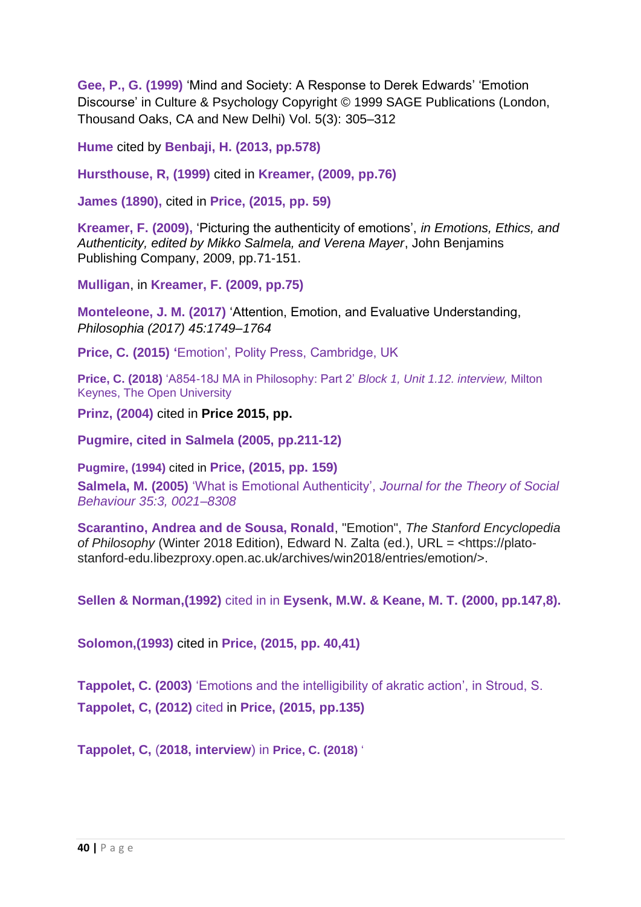**Gee, P., G. (1999)** 'Mind and Society: A Response to Derek Edwards' 'Emotion Discourse' in Culture & Psychology Copyright © 1999 SAGE Publications (London, Thousand Oaks, CA and New Delhi) Vol. 5(3): 305–312

**Hume** cited by **Benbaji, H. (2013, pp.578)**

**Hursthouse, R, (1999)** cited in **Kreamer, (2009, pp.76)**

**James (1890),** cited in **Price, (2015, pp. 59)**

**Kreamer, F. (2009),** 'Picturing the authenticity of emotions', *in Emotions, Ethics, and Authenticity, edited by Mikko Salmela, and Verena Mayer*, John Benjamins Publishing Company, 2009, pp.71-151.

**Mulligan**, in **Kreamer, F. (2009, pp.75)**

**Monteleone, J. M. (2017)** 'Attention, Emotion, and Evaluative Understanding, *Philosophia (2017) 45:1749–1764*

**Price, C. (2015) '**Emotion', Polity Press, Cambridge, UK

**Price, C. (2018)** 'A854-18J MA in Philosophy: Part 2' *Block 1, Unit 1.12. interview,* Milton Keynes, The Open University

**Prinz, (2004)** cited in **Price 2015, pp.**

**Pugmire, cited in Salmela (2005, pp.211-12)**

**Pugmire, (1994)** cited in **Price, (2015, pp. 159)**

**Salmela, M. (2005)** 'What is Emotional Authenticity', *Journal for the Theory of Social Behaviour 35:3, 0021–8308*

**Scarantino, Andrea and de Sousa, Ronald**, "Emotion", *The Stanford Encyclopedia of Philosophy* (Winter 2018 Edition), Edward N. Zalta (ed.), URL = <https://plato-stanford-edu.libezproxy.open.ac.uk/archives/win2018/entries/emotion/>.

**Sellen & Norman,(1992)** cited in in **Eysenk, M.W. & Keane, M. T. (2000, pp.147,8).**

**Solomon,(1993)** cited in **Price, (2015, pp. 40,41)**

**Tappolet, C. (2003)** 'Emotions and the intelligibility of akratic action', in Stroud, S.

**Tappolet, C, (2012)** cited in **Price, (2015, pp.135)**

**Tappolet, C,** (**2018, interview**) in **Price, C. (2018)** '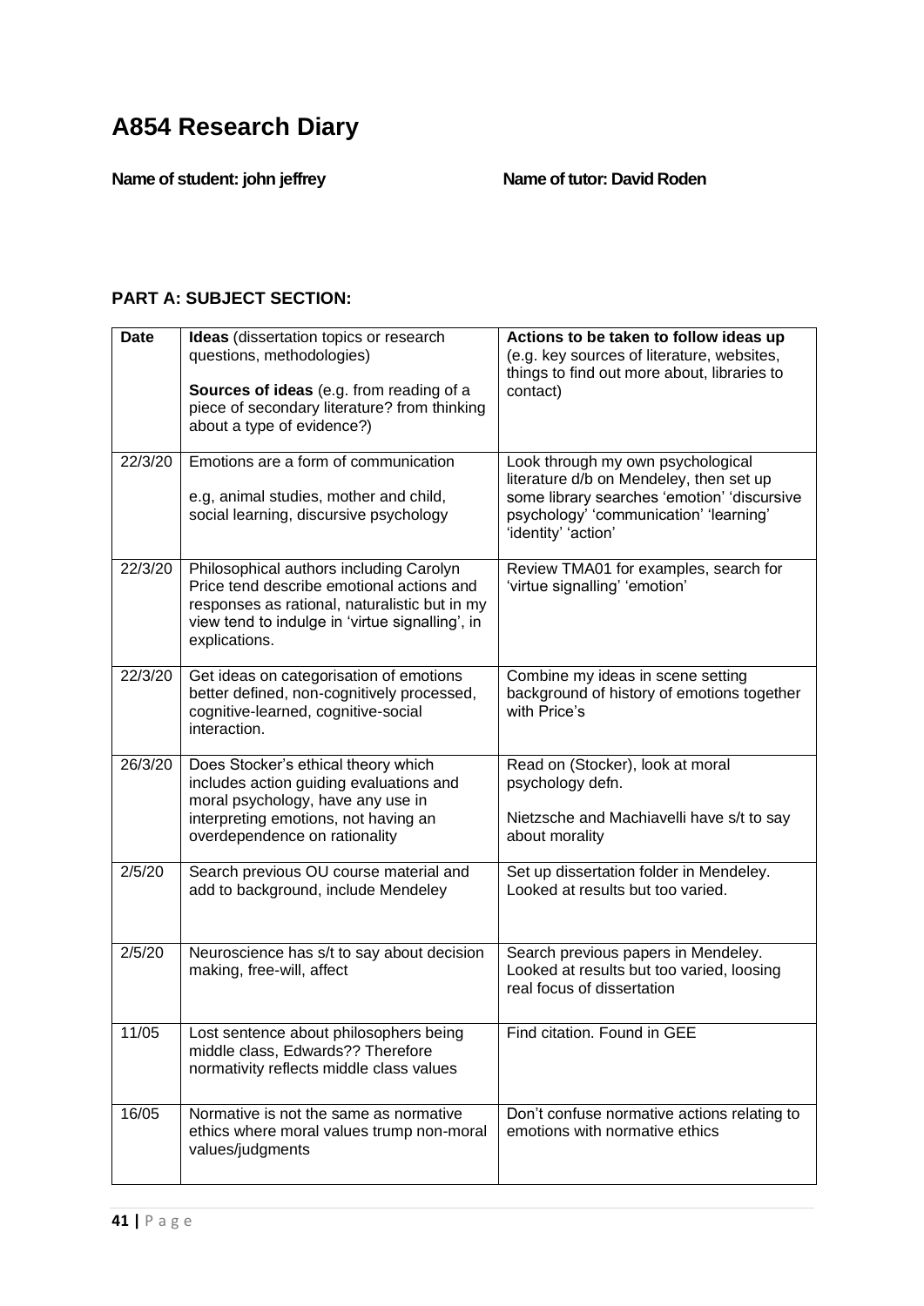# A854 Research Diary

**Name of student: john jeffrey** **Name of tutor: David Roden**

## PART A: SUBJECT SECTION:

| Date | **Ideas** (dissertation topics or research questions, methodologies)<br><br>**Sources of ideas** (e.g. from reading of a piece of secondary literature? from thinking about a type of evidence?) | **Actions to be taken to follow ideas up** (e.g. key sources of literature, websites, things to find out more about, libraries to contact) |
|---|---|---|
| 22/3/20 | Emotions are a form of communication<br><br>e.g, animal studies, mother and child, social learning, discursive psychology | Look through my own psychological literature d/b on Mendeley, then set up some library searches 'emotion' 'discursive psychology' 'communication' 'learning' 'identity' 'action' |
| 22/3/20 | Philosophical authors including Carolyn Price tend describe emotional actions and responses as rational, naturalistic but in my view tend to indulge in 'virtue signalling', in explications. | Review TMA01 for examples, search for 'virtue signalling' 'emotion' |
| 22/3/20 | Get ideas on categorisation of emotions better defined, non-cognitively processed, cognitive-learned, cognitive-social interaction. | Combine my ideas in scene setting background of history of emotions together with Price's |
| 26/3/20 | Does Stocker's ethical theory which includes action guiding evaluations and moral psychology, have any use in interpreting emotions, not having an overdependence on rationality | Read on (Stocker), look at moral psychology defn.<br><br>Nietzsche and Machiavelli have s/t to say about morality |
| 2/5/20 | Search previous OU course material and add to background, include Mendeley | Set up dissertation folder in Mendeley. Looked at results but too varied. |
| 2/5/20 | Neuroscience has s/t to say about decision making, free-will, affect | Search previous papers in Mendeley. Looked at results but too varied, loosing real focus of dissertation |
| 11/05 | Lost sentence about philosophers being middle class, Edwards?? Therefore normativity reflects middle class values | Find citation. Found in GEE |
| 16/05 | Normative is not the same as normative ethics where moral values trump non-moral values/judgments | Don't confuse normative actions relating to emotions with normative ethics |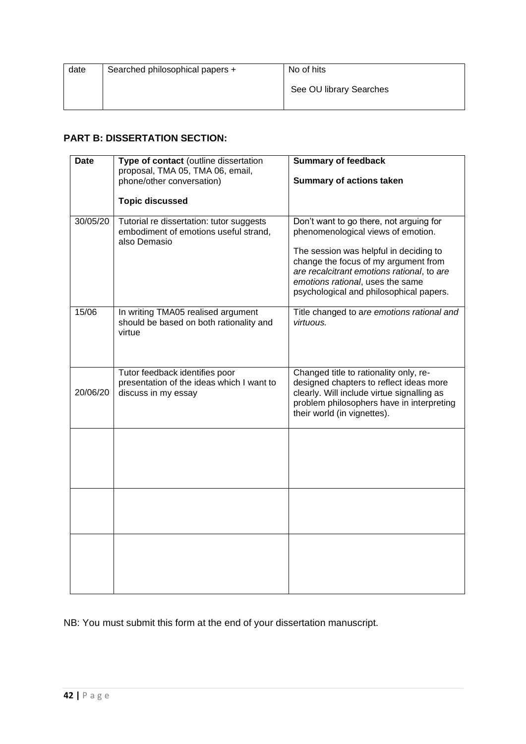| date | Searched philosophical papers + | No of hits<br><br>See OU library Searches |
| --- | --- | --- |

**PART B: DISSERTATION SECTION:**

| Date | Type of contact (outline dissertation proposal, TMA 05, TMA 06, email, phone/other conversation)<br><br>**Topic discussed** | **Summary of feedback**<br><br>**Summary of actions taken** |
| --- | --- | --- |
| 30/05/20 | Tutorial re dissertation: tutor suggests embodiment of emotions useful strand, also Demasio | Don't want to go there, not arguing for phenomenological views of emotion.<br><br>The session was helpful in deciding to change the focus of my argument from *are recalcitrant emotions rational*, to *are emotions rational*, uses the same psychological and philosophical papers. |
| 15/06 | In writing TMA05 realised argument should be based on both rationality and virtue | Title changed to a*re emotions rational and virtuous.* |
| 20/06/20 | Tutor feedback identifies poor presentation of the ideas which I want to discuss in my essay | Changed title to rationality only, re-designed chapters to reflect ideas more clearly. Will include virtue signalling as problem philosophers have in interpreting their world (in vignettes). |
| | | |
| | | |
| | | |

NB: You must submit this form at the end of your dissertation manuscript.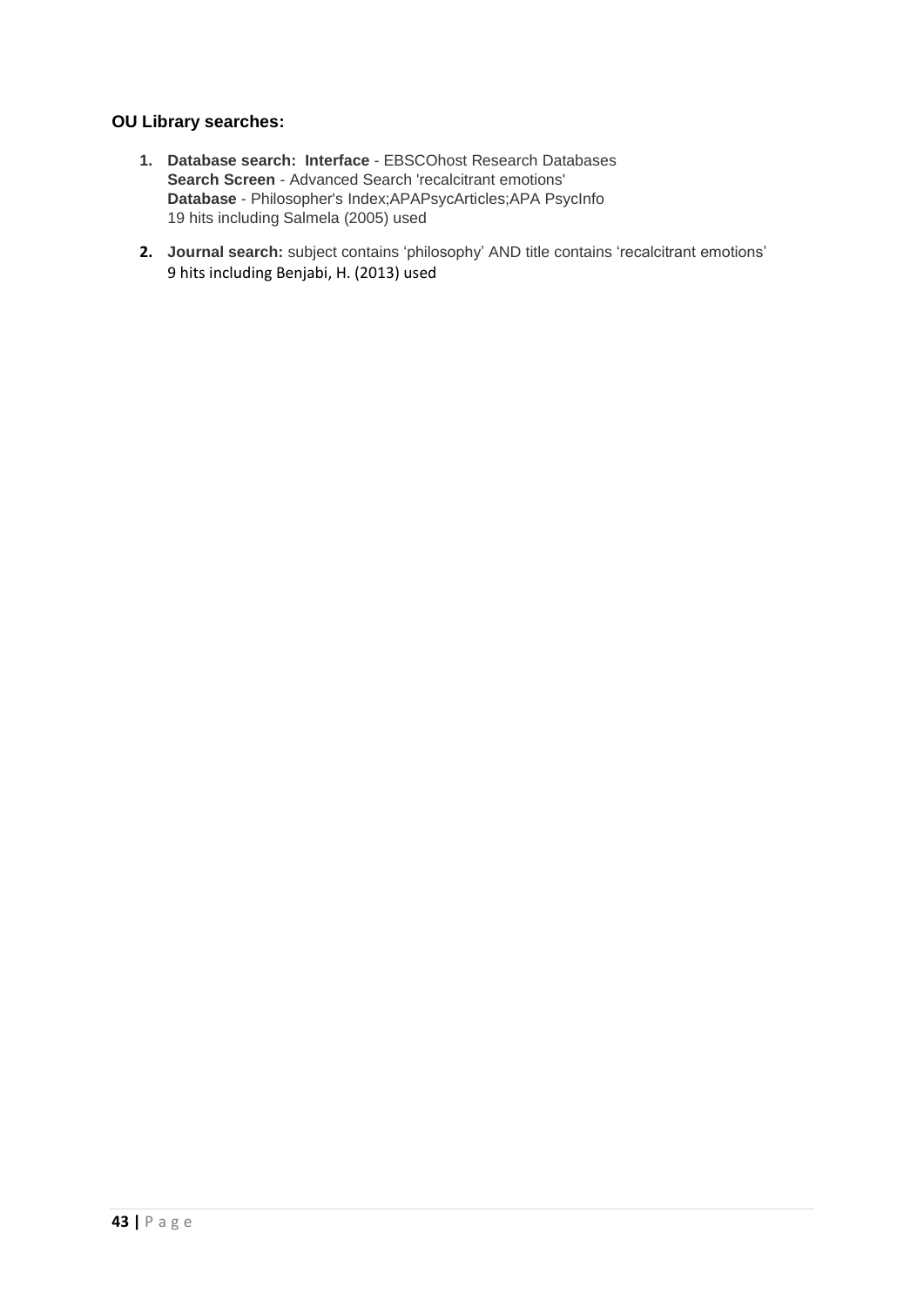**OU Library searches:**

1. **Database search: Interface** - EBSCOhost Research Databases
   **Search Screen** - Advanced Search 'recalcitrant emotions'
   **Database** - Philosopher's Index;APAPsycArticles;APA PsycInfo
   19 hits including Salmela (2005) used

2. **Journal search:** subject contains 'philosophy' AND title contains 'recalcitrant emotions'
   9 hits including Benjabi, H. (2013) used